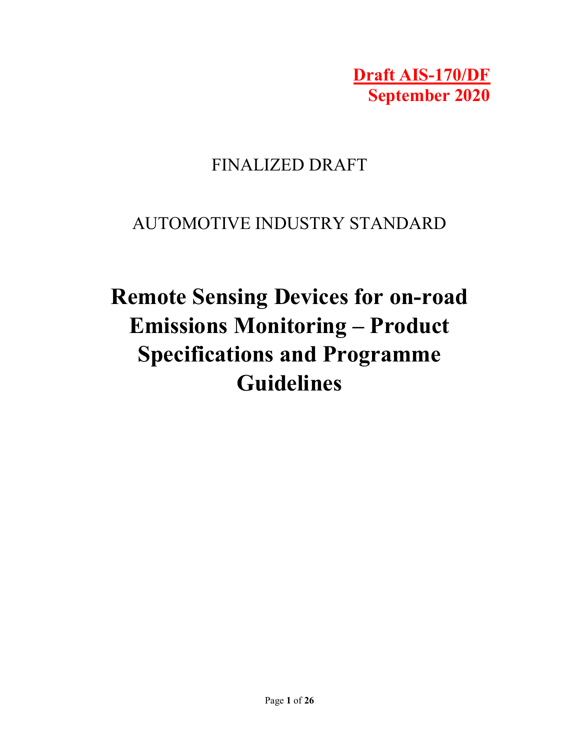**Draft AIS-170/DF**
**September 2020**

FINALIZED DRAFT

AUTOMOTIVE INDUSTRY STANDARD

# Remote Sensing Devices for on-road Emissions Monitoring – Product Specifications and Programme Guidelines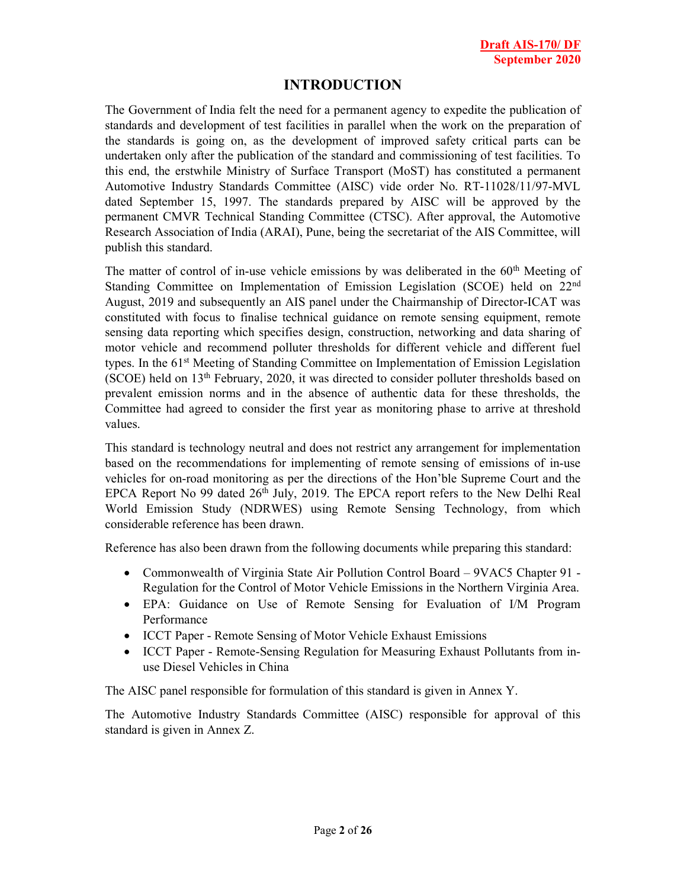# INTRODUCTION

The Government of India felt the need for a permanent agency to expedite the publication of standards and development of test facilities in parallel when the work on the preparation of the standards is going on, as the development of improved safety critical parts can be undertaken only after the publication of the standard and commissioning of test facilities. To this end, the erstwhile Ministry of Surface Transport (MoST) has constituted a permanent Automotive Industry Standards Committee (AISC) vide order No. RT-11028/11/97-MVL dated September 15, 1997. The standards prepared by AISC will be approved by the permanent CMVR Technical Standing Committee (CTSC). After approval, the Automotive Research Association of India (ARAI), Pune, being the secretariat of the AIS Committee, will publish this standard.

The matter of control of in-use vehicle emissions by was deliberated in the 60th Meeting of Standing Committee on Implementation of Emission Legislation (SCOE) held on 22nd August, 2019 and subsequently an AIS panel under the Chairmanship of Director-ICAT was constituted with focus to finalise technical guidance on remote sensing equipment, remote sensing data reporting which specifies design, construction, networking and data sharing of motor vehicle and recommend polluter thresholds for different vehicle and different fuel types. In the 61st Meeting of Standing Committee on Implementation of Emission Legislation (SCOE) held on 13th February, 2020, it was directed to consider polluter thresholds based on prevalent emission norms and in the absence of authentic data for these thresholds, the Committee had agreed to consider the first year as monitoring phase to arrive at threshold values.

This standard is technology neutral and does not restrict any arrangement for implementation based on the recommendations for implementing of remote sensing of emissions of in-use vehicles for on-road monitoring as per the directions of the Hon'ble Supreme Court and the EPCA Report No 99 dated 26th July, 2019. The EPCA report refers to the New Delhi Real World Emission Study (NDRWES) using Remote Sensing Technology, from which considerable reference has been drawn.

Reference has also been drawn from the following documents while preparing this standard:

- Commonwealth of Virginia State Air Pollution Control Board – 9VAC5 Chapter 91 - Regulation for the Control of Motor Vehicle Emissions in the Northern Virginia Area.
- EPA: Guidance on Use of Remote Sensing for Evaluation of I/M Program Performance
- ICCT Paper - Remote Sensing of Motor Vehicle Exhaust Emissions
- ICCT Paper - Remote-Sensing Regulation for Measuring Exhaust Pollutants from in-use Diesel Vehicles in China

The AISC panel responsible for formulation of this standard is given in Annex Y.

The Automotive Industry Standards Committee (AISC) responsible for approval of this standard is given in Annex Z.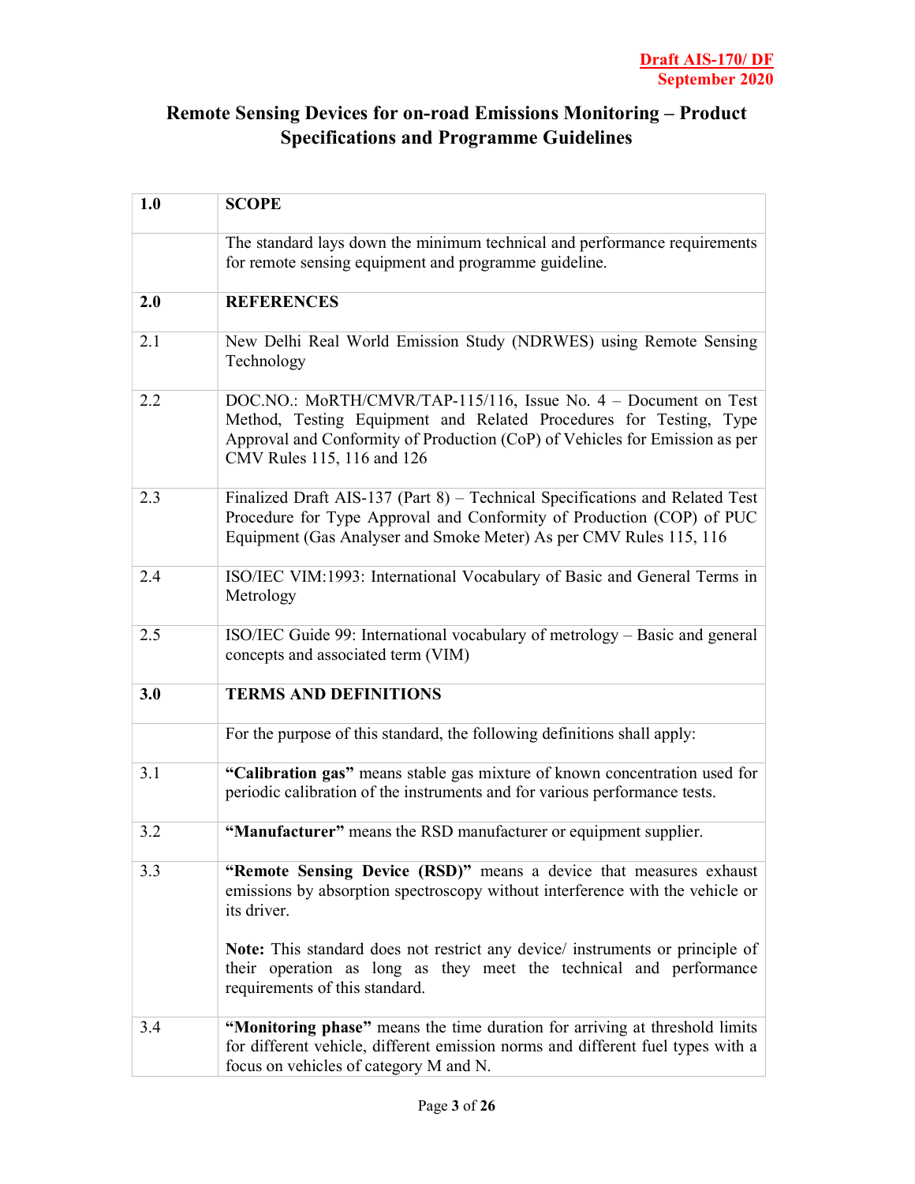**Draft AIS-170/ DF**
**September 2020**

# Remote Sensing Devices for on-road Emissions Monitoring – Product Specifications and Programme Guidelines

| | |
|---|---|
| **1.0** | **SCOPE** |
| | The standard lays down the minimum technical and performance requirements for remote sensing equipment and programme guideline. |
| **2.0** | **REFERENCES** |
| 2.1 | New Delhi Real World Emission Study (NDRWES) using Remote Sensing Technology |
| 2.2 | DOC.NO.: MoRTH/CMVR/TAP-115/116, Issue No. 4 – Document on Test Method, Testing Equipment and Related Procedures for Testing, Type Approval and Conformity of Production (CoP) of Vehicles for Emission as per CMV Rules 115, 116 and 126 |
| 2.3 | Finalized Draft AIS-137 (Part 8) – Technical Specifications and Related Test Procedure for Type Approval and Conformity of Production (COP) of PUC Equipment (Gas Analyser and Smoke Meter) As per CMV Rules 115, 116 |
| 2.4 | ISO/IEC VIM:1993: International Vocabulary of Basic and General Terms in Metrology |
| 2.5 | ISO/IEC Guide 99: International vocabulary of metrology – Basic and general concepts and associated term (VIM) |
| **3.0** | **TERMS AND DEFINITIONS** |
| | For the purpose of this standard, the following definitions shall apply: |
| 3.1 | **"Calibration gas"** means stable gas mixture of known concentration used for periodic calibration of the instruments and for various performance tests. |
| 3.2 | **"Manufacturer"** means the RSD manufacturer or equipment supplier. |
| 3.3 | **"Remote Sensing Device (RSD)"** means a device that measures exhaust emissions by absorption spectroscopy without interference with the vehicle or its driver.<br><br>**Note:** This standard does not restrict any device/ instruments or principle of their operation as long as they meet the technical and performance requirements of this standard. |
| 3.4 | **"Monitoring phase"** means the time duration for arriving at threshold limits for different vehicle, different emission norms and different fuel types with a focus on vehicles of category M and N. |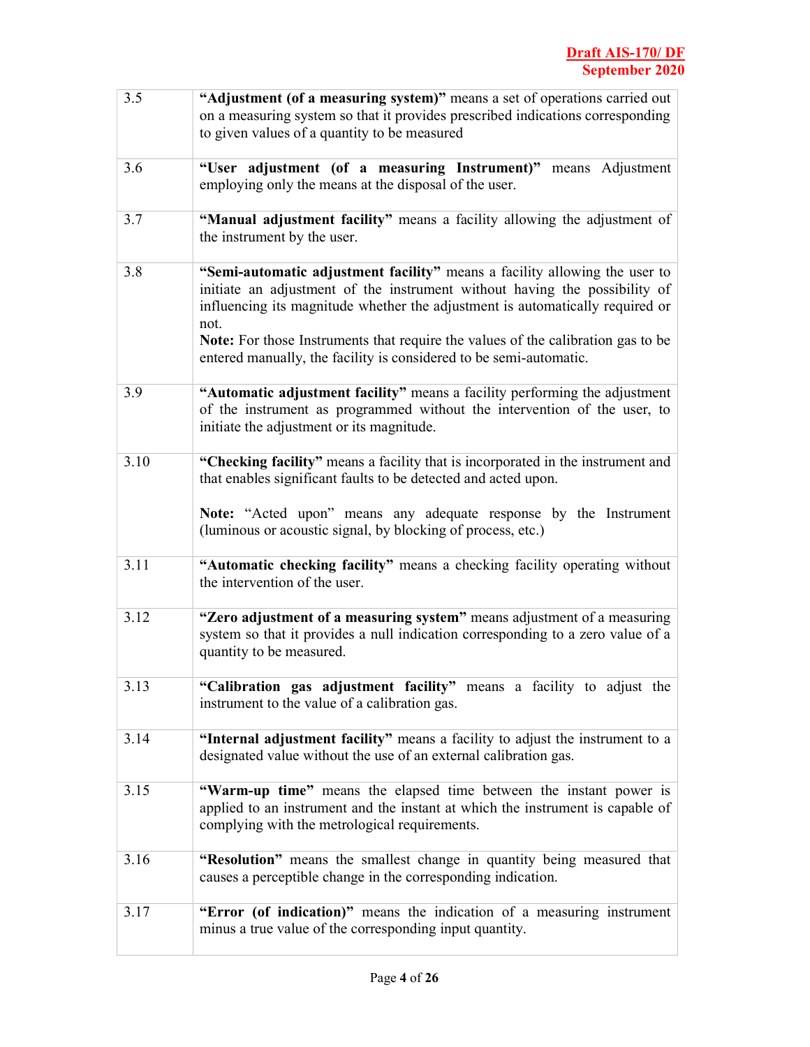| | |
|---|---|
| 3.5 | **"Adjustment (of a measuring system)"** means a set of operations carried out on a measuring system so that it provides prescribed indications corresponding to given values of a quantity to be measured |
| 3.6 | **"User adjustment (of a measuring Instrument)"** means Adjustment employing only the means at the disposal of the user. |
| 3.7 | **"Manual adjustment facility"** means a facility allowing the adjustment of the instrument by the user. |
| 3.8 | **"Semi-automatic adjustment facility"** means a facility allowing the user to initiate an adjustment of the instrument without having the possibility of influencing its magnitude whether the adjustment is automatically required or not.<br>**Note:** For those Instruments that require the values of the calibration gas to be entered manually, the facility is considered to be semi-automatic. |
| 3.9 | **"Automatic adjustment facility"** means a facility performing the adjustment of the instrument as programmed without the intervention of the user, to initiate the adjustment or its magnitude. |
| 3.10 | **"Checking facility"** means a facility that is incorporated in the instrument and that enables significant faults to be detected and acted upon.<br><br>**Note:** "Acted upon" means any adequate response by the Instrument (luminous or acoustic signal, by blocking of process, etc.) |
| 3.11 | **"Automatic checking facility"** means a checking facility operating without the intervention of the user. |
| 3.12 | **"Zero adjustment of a measuring system"** means adjustment of a measuring system so that it provides a null indication corresponding to a zero value of a quantity to be measured. |
| 3.13 | **"Calibration gas adjustment facility"** means a facility to adjust the instrument to the value of a calibration gas. |
| 3.14 | **"Internal adjustment facility"** means a facility to adjust the instrument to a designated value without the use of an external calibration gas. |
| 3.15 | **"Warm-up time"** means the elapsed time between the instant power is applied to an instrument and the instant at which the instrument is capable of complying with the metrological requirements. |
| 3.16 | **"Resolution"** means the smallest change in quantity being measured that causes a perceptible change in the corresponding indication. |
| 3.17 | **"Error (of indication)"** means the indication of a measuring instrument minus a true value of the corresponding input quantity. |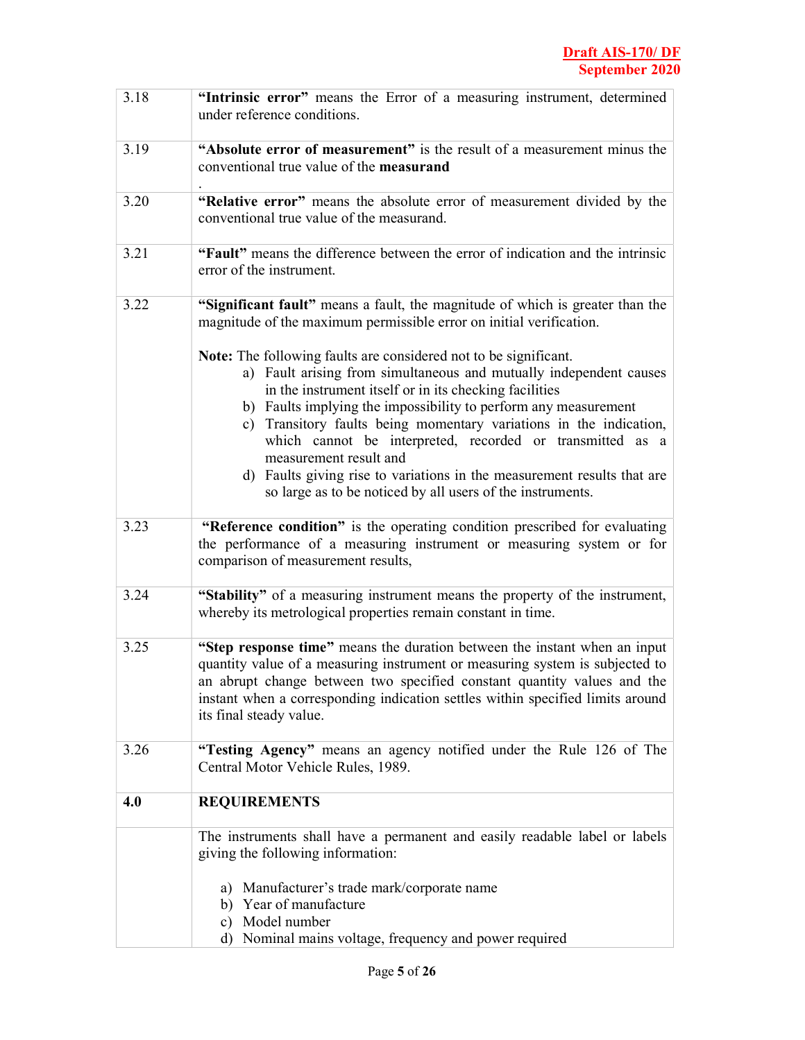| | |
|---|---|
| 3.18 | **"Intrinsic error"** means the Error of a measuring instrument, determined under reference conditions. |
| 3.19 | **"Absolute error of measurement"** is the result of a measurement minus the conventional true value of the **measurand** . |
| 3.20 | **"Relative error"** means the absolute error of measurement divided by the conventional true value of the measurand. |
| 3.21 | **"Fault"** means the difference between the error of indication and the intrinsic error of the instrument. |
| 3.22 | **"Significant fault"** means a fault, the magnitude of which is greater than the magnitude of the maximum permissible error on initial verification.<br><br>**Note:** The following faults are considered not to be significant.<br>a) Fault arising from simultaneous and mutually independent causes in the instrument itself or in its checking facilities<br>b) Faults implying the impossibility to perform any measurement<br>c) Transitory faults being momentary variations in the indication, which cannot be interpreted, recorded or transmitted as a measurement result and<br>d) Faults giving rise to variations in the measurement results that are so large as to be noticed by all users of the instruments. |
| 3.23 | **"Reference condition"** is the operating condition prescribed for evaluating the performance of a measuring instrument or measuring system or for comparison of measurement results, |
| 3.24 | **"Stability"** of a measuring instrument means the property of the instrument, whereby its metrological properties remain constant in time. |
| 3.25 | **"Step response time"** means the duration between the instant when an input quantity value of a measuring instrument or measuring system is subjected to an abrupt change between two specified constant quantity values and the instant when a corresponding indication settles within specified limits around its final steady value. |
| 3.26 | **"Testing Agency"** means an agency notified under the Rule 126 of The Central Motor Vehicle Rules, 1989. |
| **4.0** | **REQUIREMENTS** |
| | The instruments shall have a permanent and easily readable label or labels giving the following information:<br><br>a) Manufacturer's trade mark/corporate name<br>b) Year of manufacture<br>c) Model number<br>d) Nominal mains voltage, frequency and power required |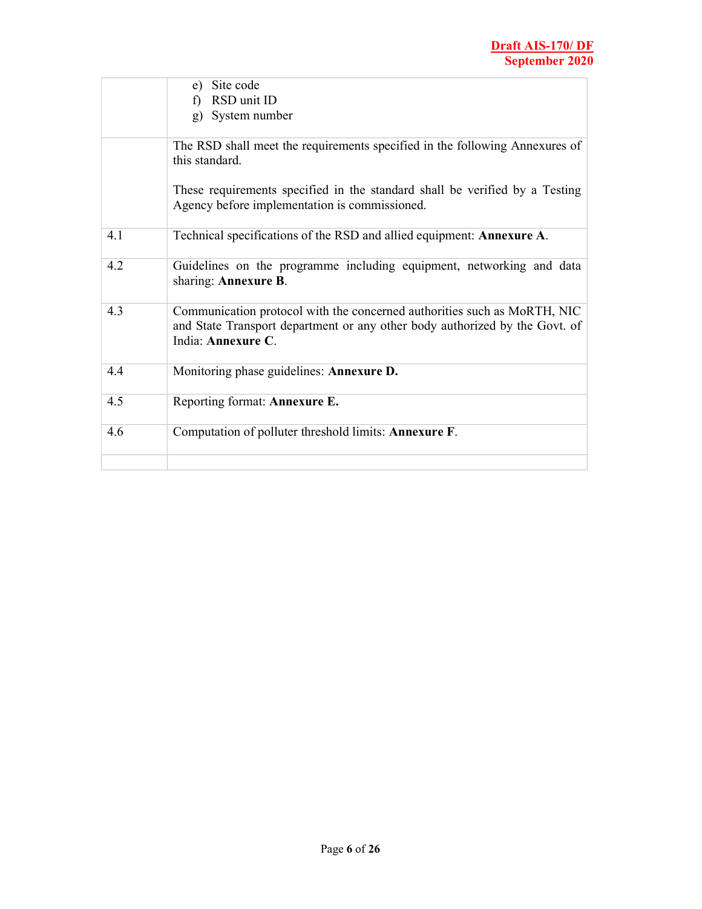| | |
|---|---|
| | e) Site code<br>f) RSD unit ID<br>g) System number |
| | The RSD shall meet the requirements specified in the following Annexures of this standard.<br><br>These requirements specified in the standard shall be verified by a Testing Agency before implementation is commissioned. |
| 4.1 | Technical specifications of the RSD and allied equipment: **Annexure A**. |
| 4.2 | Guidelines on the programme including equipment, networking and data sharing: **Annexure B**. |
| 4.3 | Communication protocol with the concerned authorities such as MoRTH, NIC and State Transport department or any other body authorized by the Govt. of India: **Annexure C**. |
| 4.4 | Monitoring phase guidelines: **Annexure D.** |
| 4.5 | Reporting format: **Annexure E.** |
| 4.6 | Computation of polluter threshold limits: **Annexure F**. |
| | |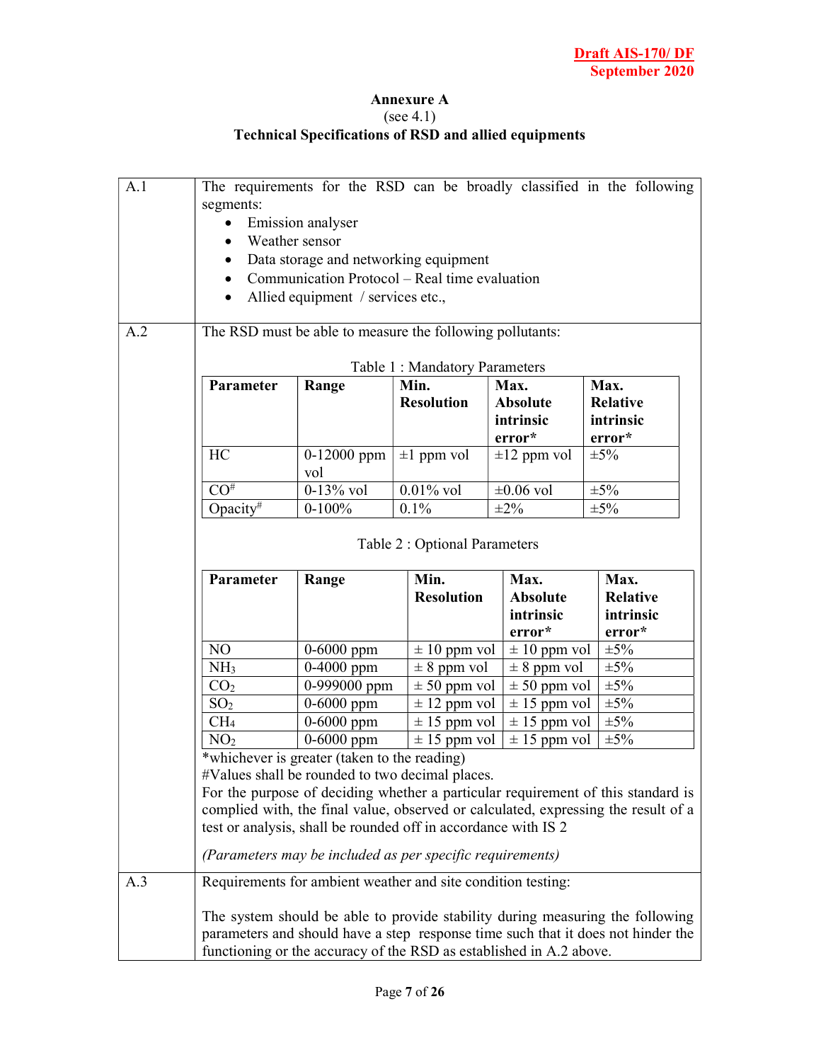Draft AIS-170/ DF
September 2020

## Annexure A
(see 4.1)
### Technical Specifications of RSD and allied equipments

**A.1** The requirements for the RSD can be broadly classified in the following segments:

- Emission analyser
- Weather sensor
- Data storage and networking equipment
- Communication Protocol – Real time evaluation
- Allied equipment / services etc.,

**A.2** The RSD must be able to measure the following pollutants:

Table 1 : Mandatory Parameters

| **Parameter** | **Range** | **Min. Resolution** | **Max. Absolute intrinsic error*** | **Max. Relative intrinsic error*** |
|---|---|---|---|---|
| HC | 0-12000 ppm vol | ±1 ppm vol | ±12 ppm vol | ±5% |
| CO# | 0-13% vol | 0.01% vol | ±0.06 vol | ±5% |
| Opacity# | 0-100% | 0.1% | ±2% | ±5% |

Table 2 : Optional Parameters

| **Parameter** | **Range** | **Min. Resolution** | **Max. Absolute intrinsic error*** | **Max. Relative intrinsic error*** |
|---|---|---|---|---|
| NO | 0-6000 ppm | ± 10 ppm vol | ± 10 ppm vol | ±5% |
| $NH_3$ | 0-4000 ppm | ± 8 ppm vol | ± 8 ppm vol | ±5% |
| $CO_2$ | 0-999000 ppm | ± 50 ppm vol | ± 50 ppm vol | ±5% |
| $SO_2$ | 0-6000 ppm | ± 12 ppm vol | ± 15 ppm vol | ±5% |
| $CH_4$ | 0-6000 ppm | ± 15 ppm vol | ± 15 ppm vol | ±5% |
| $NO_2$ | 0-6000 ppm | ± 15 ppm vol | ± 15 ppm vol | ±5% |

*whichever is greater (taken to the reading)
#Values shall be rounded to two decimal places.
For the purpose of deciding whether a particular requirement of this standard is complied with, the final value, observed or calculated, expressing the result of a test or analysis, shall be rounded off in accordance with IS 2

*(Parameters may be included as per specific requirements)*

**A.3** Requirements for ambient weather and site condition testing:

The system should be able to provide stability during measuring the following parameters and should have a step response time such that it does not hinder the functioning or the accuracy of the RSD as established in A.2 above.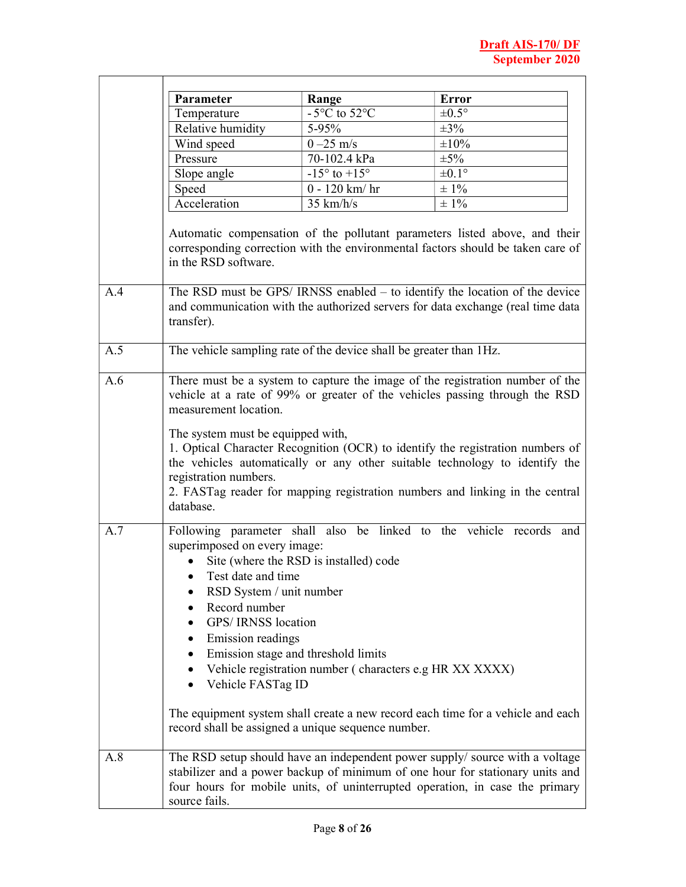| | |
|---|---|
| | <table><tr><th>Parameter</th><th>Range</th><th>Error</th></tr><tr><td>Temperature</td><td>- 5°C to 52°C</td><td>±0.5°</td></tr><tr><td>Relative humidity</td><td>5-95%</td><td>±3%</td></tr><tr><td>Wind speed</td><td>0 –25 m/s</td><td>±10%</td></tr><tr><td>Pressure</td><td>70-102.4 kPa</td><td>±5%</td></tr><tr><td>Slope angle</td><td>-15° to +15°</td><td>±0.1°</td></tr><tr><td>Speed</td><td>0 - 120 km/ hr</td><td>± 1%</td></tr><tr><td>Acceleration</td><td>35 km/h/s</td><td>± 1%</td></tr></table><br><br>Automatic compensation of the pollutant parameters listed above, and their corresponding correction with the environmental factors should be taken care of in the RSD software. |
| A.4 | The RSD must be GPS/ IRNSS enabled – to identify the location of the device and communication with the authorized servers for data exchange (real time data transfer). |
| A.5 | The vehicle sampling rate of the device shall be greater than 1Hz. |
| A.6 | There must be a system to capture the image of the registration number of the vehicle at a rate of 99% or greater of the vehicles passing through the RSD measurement location.<br><br>The system must be equipped with,<br>1. Optical Character Recognition (OCR) to identify the registration numbers of the vehicles automatically or any other suitable technology to identify the registration numbers.<br>2. FASTag reader for mapping registration numbers and linking in the central database. |
| A.7 | Following parameter shall also be linked to the vehicle records and superimposed on every image:<br>• Site (where the RSD is installed) code<br>• Test date and time<br>• RSD System / unit number<br>• Record number<br>• GPS/ IRNSS location<br>• Emission readings<br>• Emission stage and threshold limits<br>• Vehicle registration number ( characters e.g HR XX XXXX)<br>• Vehicle FASTag ID<br><br>The equipment system shall create a new record each time for a vehicle and each record shall be assigned a unique sequence number. |
| A.8 | The RSD setup should have an independent power supply/ source with a voltage stabilizer and a power backup of minimum of one hour for stationary units and four hours for mobile units, of uninterrupted operation, in case the primary source fails. |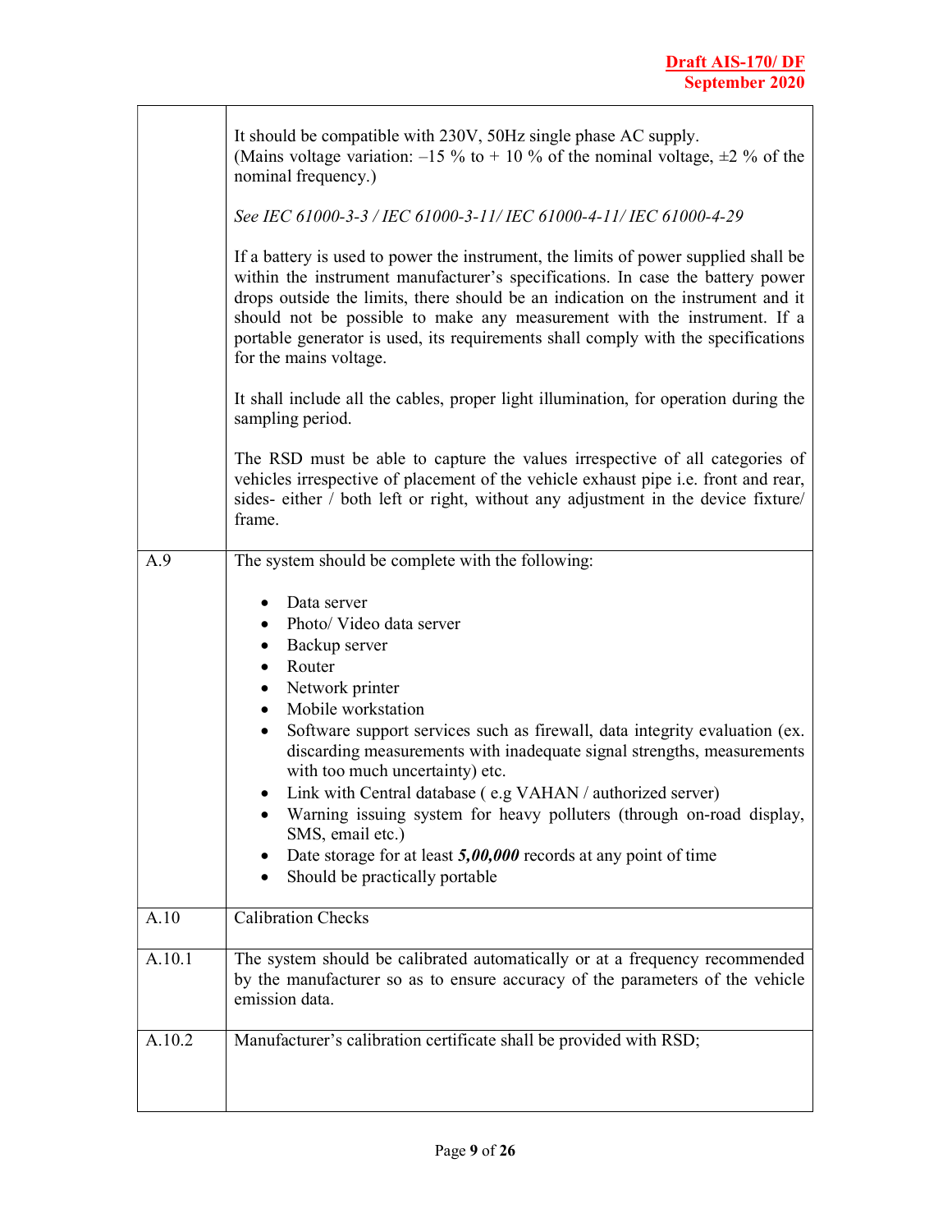| | |
|---|---|
| | It should be compatible with 230V, 50Hz single phase AC supply.<br>(Mains voltage variation: –15 % to + 10 % of the nominal voltage, ±2 % of the nominal frequency.)<br><br>*See IEC 61000-3-3 / IEC 61000-3-11/ IEC 61000-4-11/ IEC 61000-4-29*<br><br>If a battery is used to power the instrument, the limits of power supplied shall be within the instrument manufacturer's specifications. In case the battery power drops outside the limits, there should be an indication on the instrument and it should not be possible to make any measurement with the instrument. If a portable generator is used, its requirements shall comply with the specifications for the mains voltage.<br><br>It shall include all the cables, proper light illumination, for operation during the sampling period.<br><br>The RSD must be able to capture the values irrespective of all categories of vehicles irrespective of placement of the vehicle exhaust pipe i.e. front and rear, sides- either / both left or right, without any adjustment in the device fixture/ frame. |
| A.9 | The system should be complete with the following:<br><br>• Data server<br>• Photo/ Video data server<br>• Backup server<br>• Router<br>• Network printer<br>• Mobile workstation<br>• Software support services such as firewall, data integrity evaluation (ex. discarding measurements with inadequate signal strengths, measurements with too much uncertainty) etc.<br>• Link with Central database ( e.g VAHAN / authorized server)<br>• Warning issuing system for heavy polluters (through on-road display, SMS, email etc.)<br>• Date storage for at least ***5,00,000*** records at any point of time<br>• Should be practically portable |
| A.10 | Calibration Checks |
| A.10.1 | The system should be calibrated automatically or at a frequency recommended by the manufacturer so as to ensure accuracy of the parameters of the vehicle emission data. |
| A.10.2 | Manufacturer's calibration certificate shall be provided with RSD; |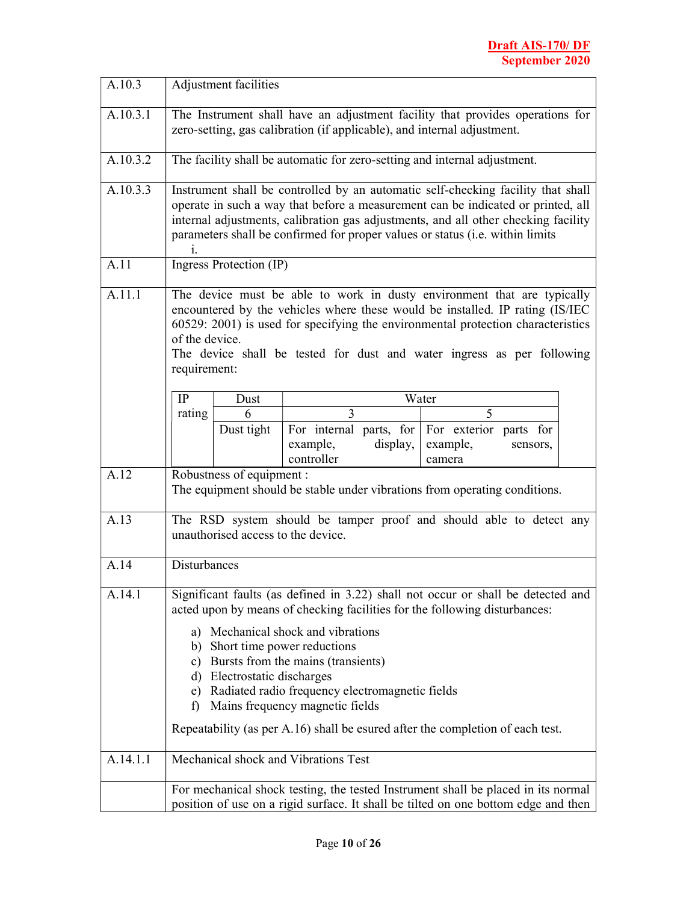| | |
|---|---|
| A.10.3 | Adjustment facilities |
| A.10.3.1 | The Instrument shall have an adjustment facility that provides operations for zero-setting, gas calibration (if applicable), and internal adjustment. |
| A.10.3.2 | The facility shall be automatic for zero-setting and internal adjustment. |
| A.10.3.3 | Instrument shall be controlled by an automatic self-checking facility that shall operate in such a way that before a measurement can be indicated or printed, all internal adjustments, calibration gas adjustments, and all other checking facility parameters shall be confirmed for proper values or status (i.e. within limits<br>i. |
| A.11 | Ingress Protection (IP) |
| A.11.1 | The device must be able to work in dusty environment that are typically encountered by the vehicles where these would be installed. IP rating (IS/IEC 60529: 2001) is used for specifying the environmental protection characteristics of the device.<br>The device shall be tested for dust and water ingress as per following requirement: |
| A.12 | Robustness of equipment :<br>The equipment should be stable under vibrations from operating conditions. |
| A.13 | The RSD system should be tamper proof and should able to detect any unauthorised access to the device. |
| A.14 | Disturbances |
| A.14.1 | Significant faults (as defined in 3.22) shall not occur or shall be detected and acted upon by means of checking facilities for the following disturbances:<br>a) Mechanical shock and vibrations<br>b) Short time power reductions<br>c) Bursts from the mains (transients)<br>d) Electrostatic discharges<br>e) Radiated radio frequency electromagnetic fields<br>f) Mains frequency magnetic fields<br>Repeatability (as per A.16) shall be esured after the completion of each test. |
| A.14.1.1 | Mechanical shock and Vibrations Test |
| | For mechanical shock testing, the tested Instrument shall be placed in its normal position of use on a rigid surface. It shall be tilted on one bottom edge and then |

Table for A.11.1:

| IP rating | Dust | Water | |
|---|---|---|---|
| | 6 | 3 | 5 |
| | Dust tight | For internal parts, for example, display, controller | For exterior parts for example, sensors, camera |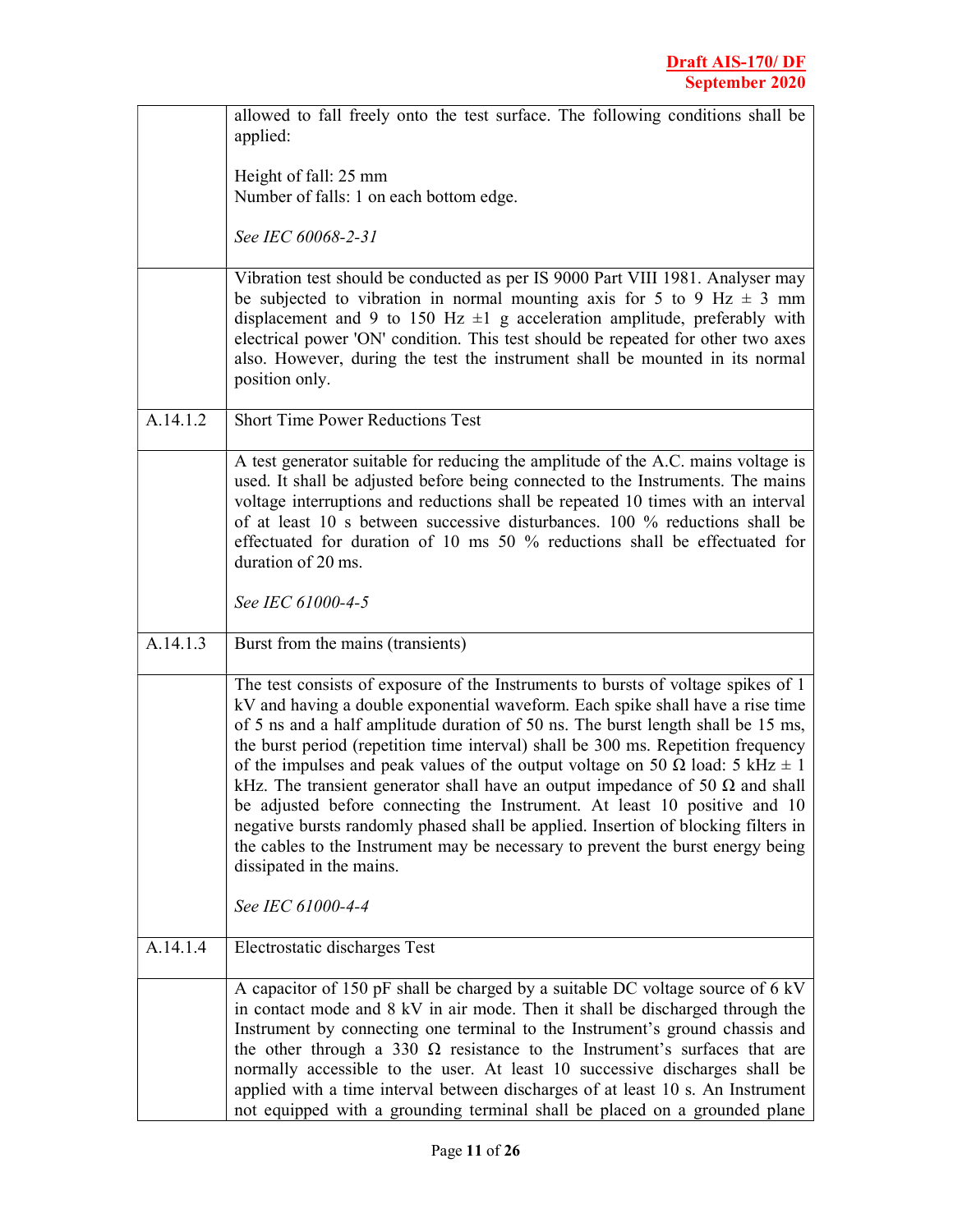| | |
|---|---|
| | allowed to fall freely onto the test surface. The following conditions shall be applied:<br><br>Height of fall: 25 mm<br>Number of falls: 1 on each bottom edge.<br><br>*See IEC 60068-2-31* |
| | Vibration test should be conducted as per IS 9000 Part VIII 1981. Analyser may be subjected to vibration in normal mounting axis for 5 to 9 Hz ± 3 mm displacement and 9 to 150 Hz ±1 g acceleration amplitude, preferably with electrical power 'ON' condition. This test should be repeated for other two axes also. However, during the test the instrument shall be mounted in its normal position only. |
| A.14.1.2 | Short Time Power Reductions Test |
| | A test generator suitable for reducing the amplitude of the A.C. mains voltage is used. It shall be adjusted before being connected to the Instruments. The mains voltage interruptions and reductions shall be repeated 10 times with an interval of at least 10 s between successive disturbances. 100 % reductions shall be effectuated for duration of 10 ms 50 % reductions shall be effectuated for duration of 20 ms.<br><br>*See IEC 61000-4-5* |
| A.14.1.3 | Burst from the mains (transients) |
| | The test consists of exposure of the Instruments to bursts of voltage spikes of 1 kV and having a double exponential waveform. Each spike shall have a rise time of 5 ns and a half amplitude duration of 50 ns. The burst length shall be 15 ms, the burst period (repetition time interval) shall be 300 ms. Repetition frequency of the impulses and peak values of the output voltage on 50 Ω load: 5 kHz ± 1 kHz. The transient generator shall have an output impedance of 50 Ω and shall be adjusted before connecting the Instrument. At least 10 positive and 10 negative bursts randomly phased shall be applied. Insertion of blocking filters in the cables to the Instrument may be necessary to prevent the burst energy being dissipated in the mains.<br><br>*See IEC 61000-4-4* |
| A.14.1.4 | Electrostatic discharges Test |
| | A capacitor of 150 pF shall be charged by a suitable DC voltage source of 6 kV in contact mode and 8 kV in air mode. Then it shall be discharged through the Instrument by connecting one terminal to the Instrument's ground chassis and the other through a 330 Ω resistance to the Instrument's surfaces that are normally accessible to the user. At least 10 successive discharges shall be applied with a time interval between discharges of at least 10 s. An Instrument not equipped with a grounding terminal shall be placed on a grounded plane |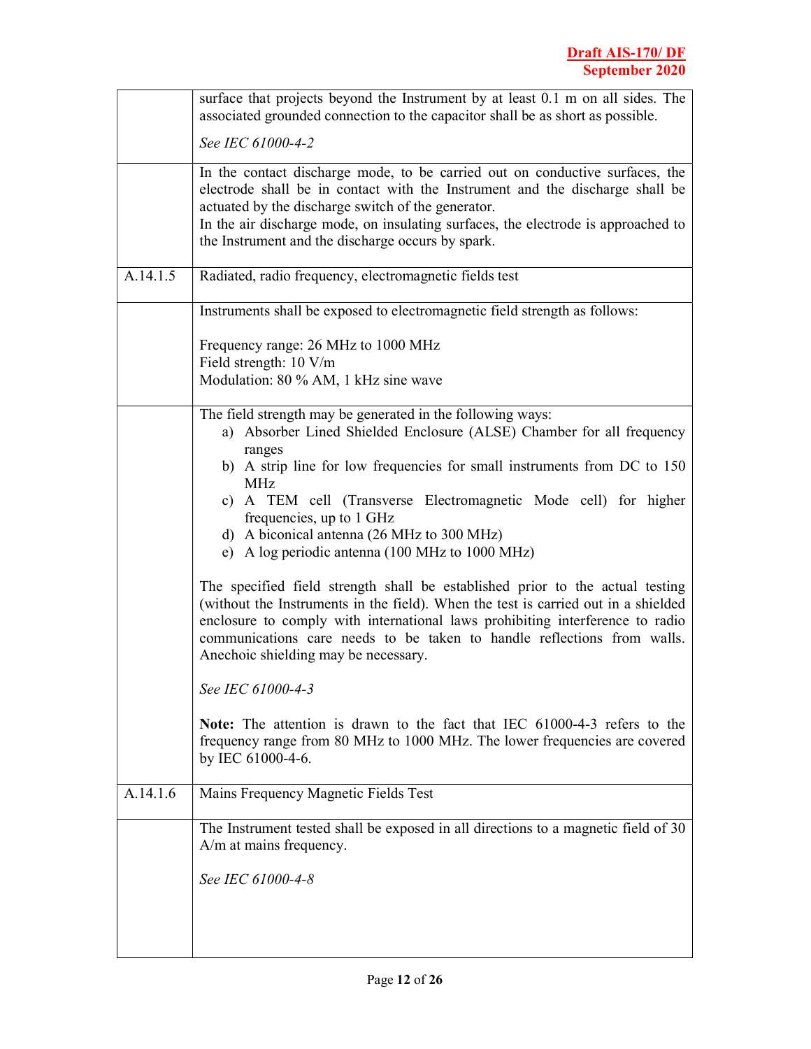| | |
|---|---|
| | surface that projects beyond the Instrument by at least 0.1 m on all sides. The associated grounded connection to the capacitor shall be as short as possible.<br><br>*See IEC 61000-4-2* |
| | In the contact discharge mode, to be carried out on conductive surfaces, the electrode shall be in contact with the Instrument and the discharge shall be actuated by the discharge switch of the generator.<br>In the air discharge mode, on insulating surfaces, the electrode is approached to the Instrument and the discharge occurs by spark. |
| A.14.1.5 | Radiated, radio frequency, electromagnetic fields test |
| | Instruments shall be exposed to electromagnetic field strength as follows:<br><br>Frequency range: 26 MHz to 1000 MHz<br>Field strength: 10 V/m<br>Modulation: 80 % AM, 1 kHz sine wave |
| | The field strength may be generated in the following ways:<br>a) Absorber Lined Shielded Enclosure (ALSE) Chamber for all frequency ranges<br>b) A strip line for low frequencies for small instruments from DC to 150 MHz<br>c) A TEM cell (Transverse Electromagnetic Mode cell) for higher frequencies, up to 1 GHz<br>d) A biconical antenna (26 MHz to 300 MHz)<br>e) A log periodic antenna (100 MHz to 1000 MHz)<br><br>The specified field strength shall be established prior to the actual testing (without the Instruments in the field). When the test is carried out in a shielded enclosure to comply with international laws prohibiting interference to radio communications care needs to be taken to handle reflections from walls. Anechoic shielding may be necessary.<br><br>*See IEC 61000-4-3*<br><br>**Note:** The attention is drawn to the fact that IEC 61000-4-3 refers to the frequency range from 80 MHz to 1000 MHz. The lower frequencies are covered by IEC 61000-4-6. |
| A.14.1.6 | Mains Frequency Magnetic Fields Test |
| | The Instrument tested shall be exposed in all directions to a magnetic field of 30 A/m at mains frequency.<br><br>*See IEC 61000-4-8* |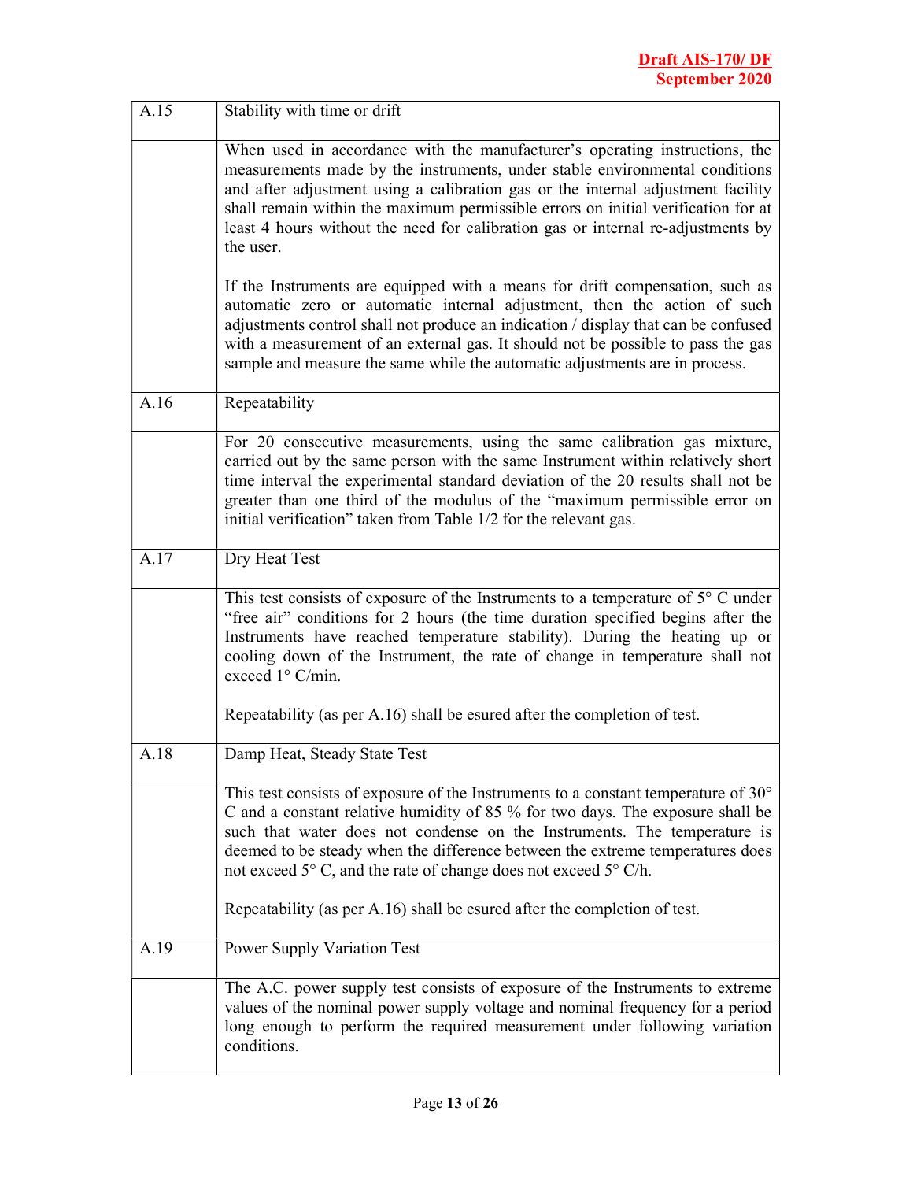| A.15 | Stability with time or drift |
|---|---|
| | When used in accordance with the manufacturer's operating instructions, the measurements made by the instruments, under stable environmental conditions and after adjustment using a calibration gas or the internal adjustment facility shall remain within the maximum permissible errors on initial verification for at least 4 hours without the need for calibration gas or internal re-adjustments by the user.<br><br>If the Instruments are equipped with a means for drift compensation, such as automatic zero or automatic internal adjustment, then the action of such adjustments control shall not produce an indication / display that can be confused with a measurement of an external gas. It should not be possible to pass the gas sample and measure the same while the automatic adjustments are in process. |
| A.16 | Repeatability |
| | For 20 consecutive measurements, using the same calibration gas mixture, carried out by the same person with the same Instrument within relatively short time interval the experimental standard deviation of the 20 results shall not be greater than one third of the modulus of the "maximum permissible error on initial verification" taken from Table 1/2 for the relevant gas. |
| A.17 | Dry Heat Test |
| | This test consists of exposure of the Instruments to a temperature of 5° C under "free air" conditions for 2 hours (the time duration specified begins after the Instruments have reached temperature stability). During the heating up or cooling down of the Instrument, the rate of change in temperature shall not exceed 1° C/min.<br><br>Repeatability (as per A.16) shall be esured after the completion of test. |
| A.18 | Damp Heat, Steady State Test |
| | This test consists of exposure of the Instruments to a constant temperature of 30° C and a constant relative humidity of 85 % for two days. The exposure shall be such that water does not condense on the Instruments. The temperature is deemed to be steady when the difference between the extreme temperatures does not exceed 5° C, and the rate of change does not exceed 5° C/h.<br><br>Repeatability (as per A.16) shall be esured after the completion of test. |
| A.19 | Power Supply Variation Test |
| | The A.C. power supply test consists of exposure of the Instruments to extreme values of the nominal power supply voltage and nominal frequency for a period long enough to perform the required measurement under following variation conditions. |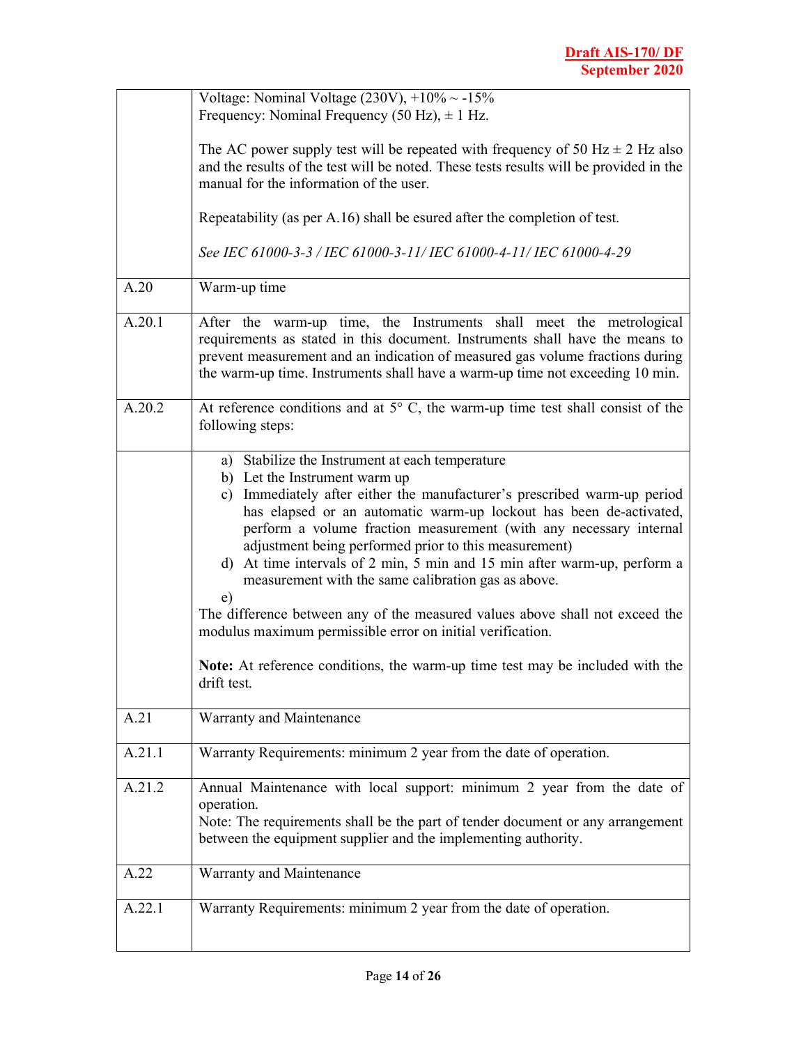| | |
|---|---|
| | Voltage: Nominal Voltage (230V), +10% ~ -15%<br>Frequency: Nominal Frequency (50 Hz), ± 1 Hz.<br><br>The AC power supply test will be repeated with frequency of 50 Hz ± 2 Hz also and the results of the test will be noted. These tests results will be provided in the manual for the information of the user.<br><br>Repeatability (as per A.16) shall be esured after the completion of test.<br><br>*See IEC 61000-3-3 / IEC 61000-3-11/ IEC 61000-4-11/ IEC 61000-4-29* |
| A.20 | Warm-up time |
| A.20.1 | After the warm-up time, the Instruments shall meet the metrological requirements as stated in this document. Instruments shall have the means to prevent measurement and an indication of measured gas volume fractions during the warm-up time. Instruments shall have a warm-up time not exceeding 10 min. |
| A.20.2 | At reference conditions and at 5° C, the warm-up time test shall consist of the following steps: |
| | a) Stabilize the Instrument at each temperature<br>b) Let the Instrument warm up<br>c) Immediately after either the manufacturer's prescribed warm-up period has elapsed or an automatic warm-up lockout has been de-activated, perform a volume fraction measurement (with any necessary internal adjustment being performed prior to this measurement)<br>d) At time intervals of 2 min, 5 min and 15 min after warm-up, perform a measurement with the same calibration gas as above.<br>e)<br>The difference between any of the measured values above shall not exceed the modulus maximum permissible error on initial verification.<br><br>**Note:** At reference conditions, the warm-up time test may be included with the drift test. |
| A.21 | Warranty and Maintenance |
| A.21.1 | Warranty Requirements: minimum 2 year from the date of operation. |
| A.21.2 | Annual Maintenance with local support: minimum 2 year from the date of operation.<br>Note: The requirements shall be the part of tender document or any arrangement between the equipment supplier and the implementing authority. |
| A.22 | Warranty and Maintenance |
| A.22.1 | Warranty Requirements: minimum 2 year from the date of operation. |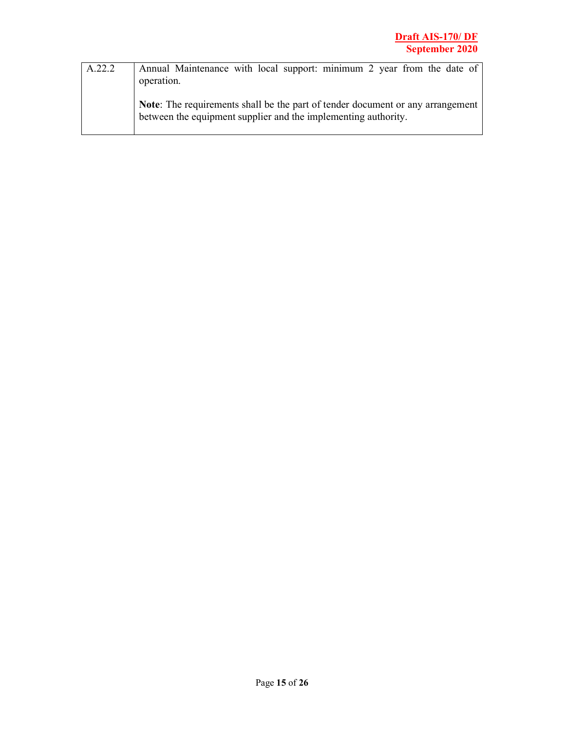| | |
|---|---|
| A.22.2 | Annual Maintenance with local support: minimum 2 year from the date of operation.<br><br>**Note**: The requirements shall be the part of tender document or any arrangement between the equipment supplier and the implementing authority. |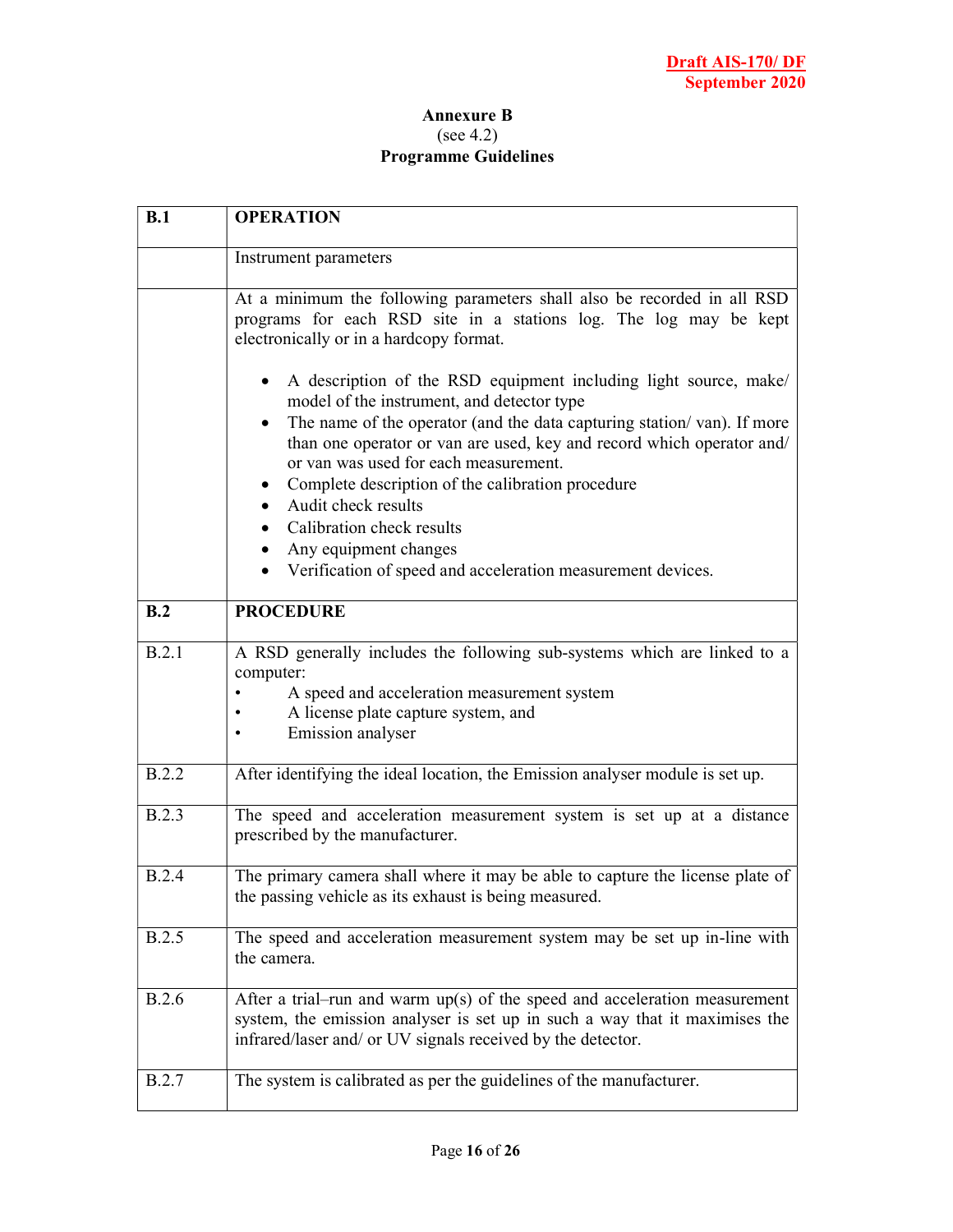# Annexure B

(see 4.2)

**Programme Guidelines**

| | |
|---|---|
| **B.1** | **OPERATION** |
| | Instrument parameters |
| | At a minimum the following parameters shall also be recorded in all RSD programs for each RSD site in a stations log. The log may be kept electronically or in a hardcopy format.<br><br>• A description of the RSD equipment including light source, make/ model of the instrument, and detector type<br>• The name of the operator (and the data capturing station/ van). If more than one operator or van are used, key and record which operator and/ or van was used for each measurement.<br>• Complete description of the calibration procedure<br>• Audit check results<br>• Calibration check results<br>• Any equipment changes<br>• Verification of speed and acceleration measurement devices. |
| **B.2** | **PROCEDURE** |
| B.2.1 | A RSD generally includes the following sub-systems which are linked to a computer:<br>• A speed and acceleration measurement system<br>• A license plate capture system, and<br>• Emission analyser |
| B.2.2 | After identifying the ideal location, the Emission analyser module is set up. |
| B.2.3 | The speed and acceleration measurement system is set up at a distance prescribed by the manufacturer. |
| B.2.4 | The primary camera shall where it may be able to capture the license plate of the passing vehicle as its exhaust is being measured. |
| B.2.5 | The speed and acceleration measurement system may be set up in-line with the camera. |
| B.2.6 | After a trial–run and warm up(s) of the speed and acceleration measurement system, the emission analyser is set up in such a way that it maximises the infrared/laser and/ or UV signals received by the detector. |
| B.2.7 | The system is calibrated as per the guidelines of the manufacturer. |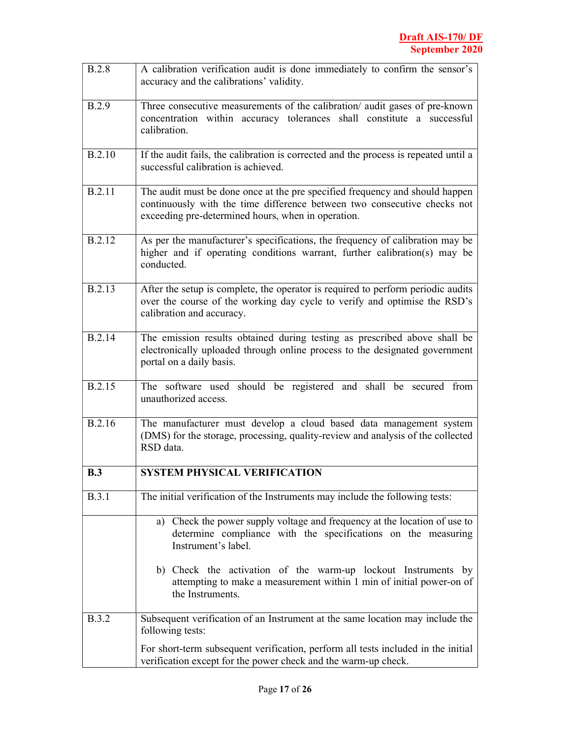| | |
|---|---|
| B.2.8 | A calibration verification audit is done immediately to confirm the sensor's accuracy and the calibrations' validity. |
| B.2.9 | Three consecutive measurements of the calibration/ audit gases of pre-known concentration within accuracy tolerances shall constitute a successful calibration. |
| B.2.10 | If the audit fails, the calibration is corrected and the process is repeated until a successful calibration is achieved. |
| B.2.11 | The audit must be done once at the pre specified frequency and should happen continuously with the time difference between two consecutive checks not exceeding pre-determined hours, when in operation. |
| B.2.12 | As per the manufacturer's specifications, the frequency of calibration may be higher and if operating conditions warrant, further calibration(s) may be conducted. |
| B.2.13 | After the setup is complete, the operator is required to perform periodic audits over the course of the working day cycle to verify and optimise the RSD's calibration and accuracy. |
| B.2.14 | The emission results obtained during testing as prescribed above shall be electronically uploaded through online process to the designated government portal on a daily basis. |
| B.2.15 | The software used should be registered and shall be secured from unauthorized access. |
| B.2.16 | The manufacturer must develop a cloud based data management system (DMS) for the storage, processing, quality-review and analysis of the collected RSD data. |
| **B.3** | **SYSTEM PHYSICAL VERIFICATION** |
| B.3.1 | The initial verification of the Instruments may include the following tests: |
| | a) Check the power supply voltage and frequency at the location of use to determine compliance with the specifications on the measuring Instrument's label.<br><br>b) Check the activation of the warm-up lockout Instruments by attempting to make a measurement within 1 min of initial power-on of the Instruments. |
| B.3.2 | Subsequent verification of an Instrument at the same location may include the following tests:<br><br>For short-term subsequent verification, perform all tests included in the initial verification except for the power check and the warm-up check. |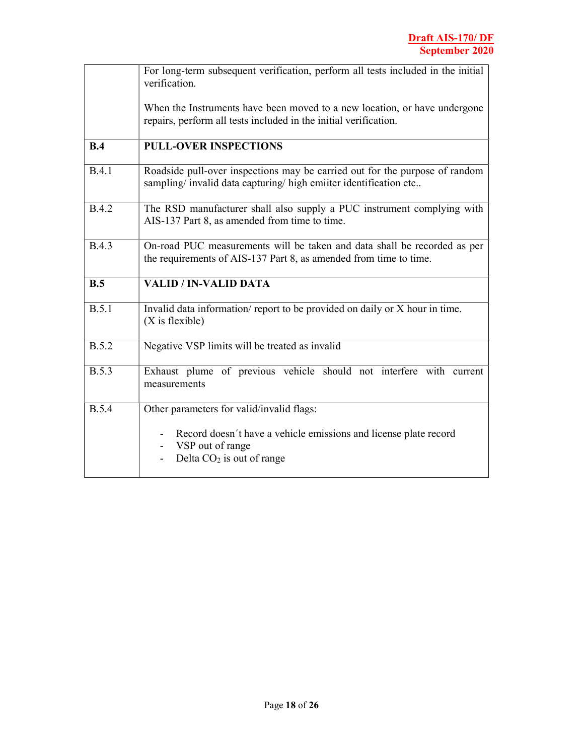| | |
|---|---|
| | For long-term subsequent verification, perform all tests included in the initial verification.<br><br>When the Instruments have been moved to a new location, or have undergone repairs, perform all tests included in the initial verification. |
| **B.4** | **PULL-OVER INSPECTIONS** |
| B.4.1 | Roadside pull-over inspections may be carried out for the purpose of random sampling/ invalid data capturing/ high emiiter identification etc.. |
| B.4.2 | The RSD manufacturer shall also supply a PUC instrument complying with AIS-137 Part 8, as amended from time to time. |
| B.4.3 | On-road PUC measurements will be taken and data shall be recorded as per the requirements of AIS-137 Part 8, as amended from time to time. |
| **B.5** | **VALID / IN-VALID DATA** |
| B.5.1 | Invalid data information/ report to be provided on daily or X hour in time.<br>(X is flexible) |
| B.5.2 | Negative VSP limits will be treated as invalid |
| B.5.3 | Exhaust plume of previous vehicle should not interfere with current measurements |
| B.5.4 | Other parameters for valid/invalid flags:<br><br>- Record doesn´t have a vehicle emissions and license plate record<br>- VSP out of range<br>- Delta $CO_2$ is out of range |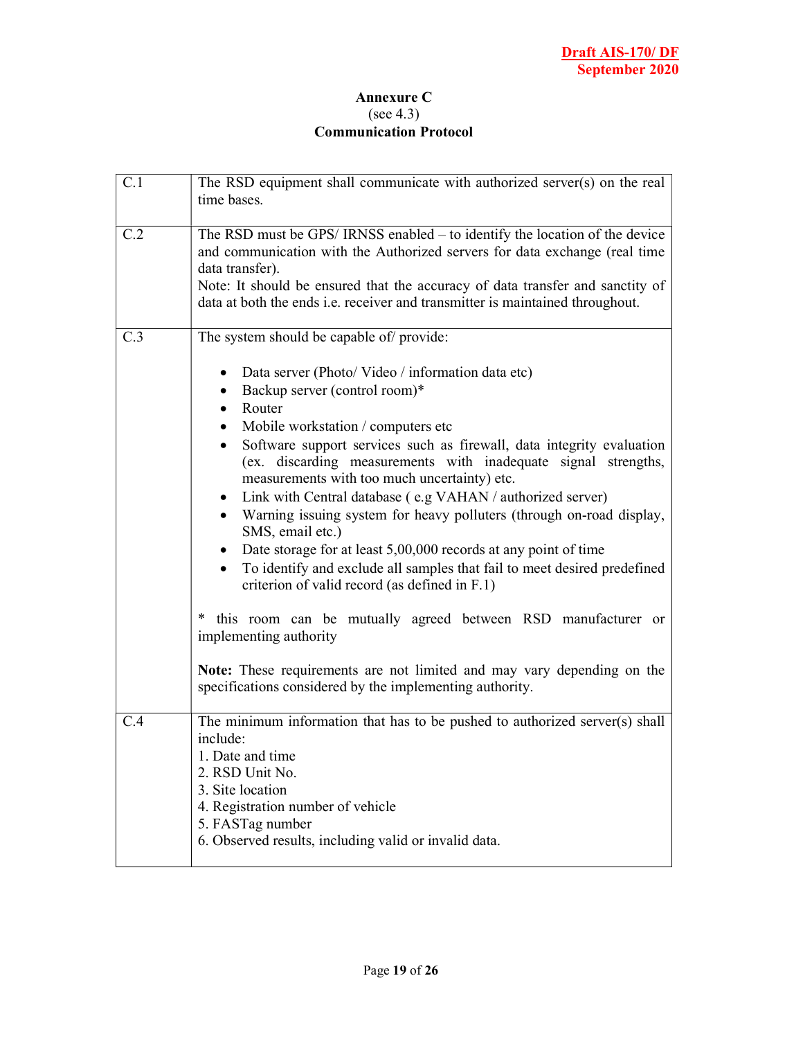**Annexure C**
(see 4.3)
**Communication Protocol**

| | |
|---|---|
| C.1 | The RSD equipment shall communicate with authorized server(s) on the real time bases. |
| C.2 | The RSD must be GPS/ IRNSS enabled – to identify the location of the device and communication with the Authorized servers for data exchange (real time data transfer).<br>Note: It should be ensured that the accuracy of data transfer and sanctity of data at both the ends i.e. receiver and transmitter is maintained throughout. |
| C.3 | The system should be capable of/ provide:<br><br>• Data server (Photo/ Video / information data etc)<br>• Backup server (control room)*<br>• Router<br>• Mobile workstation / computers etc<br>• Software support services such as firewall, data integrity evaluation (ex. discarding measurements with inadequate signal strengths, measurements with too much uncertainty) etc.<br>• Link with Central database ( e.g VAHAN / authorized server)<br>• Warning issuing system for heavy polluters (through on-road display, SMS, email etc.)<br>• Date storage for at least 5,00,000 records at any point of time<br>• To identify and exclude all samples that fail to meet desired predefined criterion of valid record (as defined in F.1)<br><br>* this room can be mutually agreed between RSD manufacturer or implementing authority<br><br>**Note:** These requirements are not limited and may vary depending on the specifications considered by the implementing authority. |
| C.4 | The minimum information that has to be pushed to authorized server(s) shall include:<br>1. Date and time<br>2. RSD Unit No.<br>3. Site location<br>4. Registration number of vehicle<br>5. FASTag number<br>6. Observed results, including valid or invalid data. |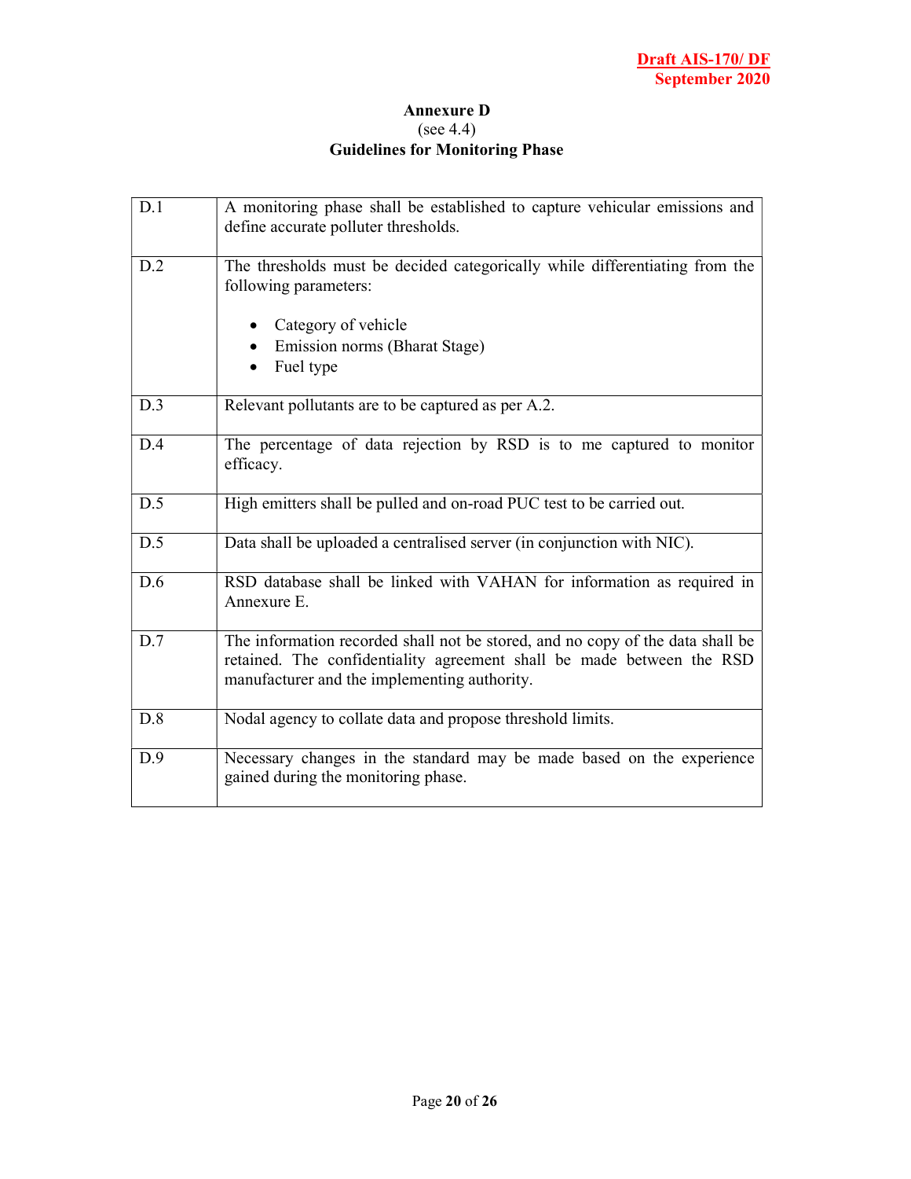## Annexure D
(see 4.4)
### Guidelines for Monitoring Phase

| | |
|---|---|
| D.1 | A monitoring phase shall be established to capture vehicular emissions and define accurate polluter thresholds. |
| D.2 | The thresholds must be decided categorically while differentiating from the following parameters:<br><br>• Category of vehicle<br>• Emission norms (Bharat Stage)<br>• Fuel type |
| D.3 | Relevant pollutants are to be captured as per A.2. |
| D.4 | The percentage of data rejection by RSD is to me captured to monitor efficacy. |
| D.5 | High emitters shall be pulled and on-road PUC test to be carried out. |
| D.5 | Data shall be uploaded a centralised server (in conjunction with NIC). |
| D.6 | RSD database shall be linked with VAHAN for information as required in Annexure E. |
| D.7 | The information recorded shall not be stored, and no copy of the data shall be retained. The confidentiality agreement shall be made between the RSD manufacturer and the implementing authority. |
| D.8 | Nodal agency to collate data and propose threshold limits. |
| D.9 | Necessary changes in the standard may be made based on the experience gained during the monitoring phase. |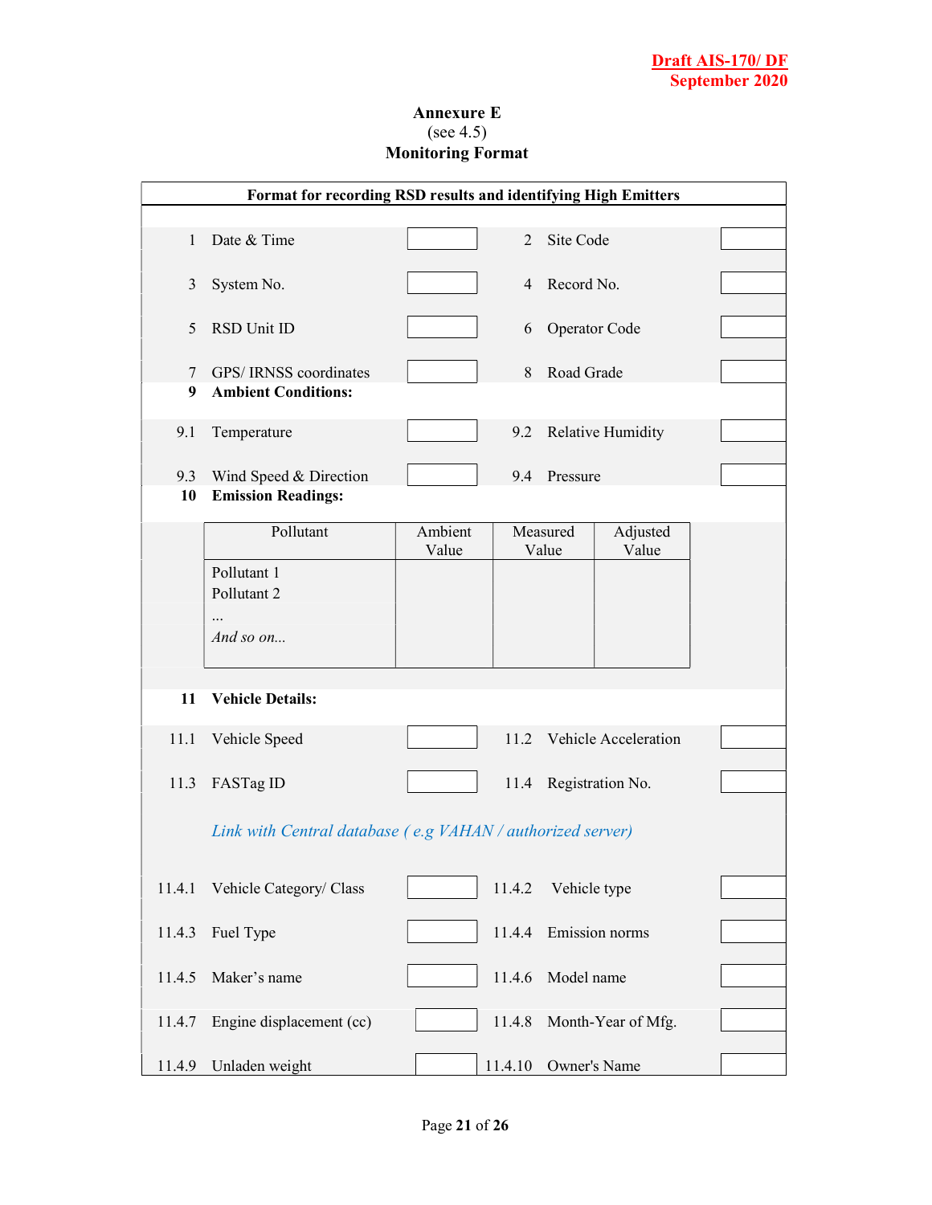Draft AIS-170/ DF
September 2020

# Annexure E
(see 4.5)
## Monitoring Format

**Format for recording RSD results and identifying High Emitters**

| No. | Field | Value | No. | Field | Value |
|---|---|---|---|---|---|
| 1 | Date & Time | | 2 | Site Code | |
| 3 | System No. | | 4 | Record No. | |
| 5 | RSD Unit ID | | 6 | Operator Code | |
| 7 | GPS/ IRNSS coordinates | | 8 | Road Grade | |

**9 Ambient Conditions:**

| No. | Field | Value | No. | Field | Value |
|---|---|---|---|---|---|
| 9.1 | Temperature | | 9.2 | Relative Humidity | |
| 9.3 | Wind Speed & Direction | | 9.4 | Pressure | |

**10 Emission Readings:**

| Pollutant | Ambient Value | Measured Value | Adjusted Value |
|---|---|---|---|
| Pollutant 1 | | | |
| Pollutant 2 | | | |
| ... | | | |
| *And so on...* | | | |

**11 Vehicle Details:**

| No. | Field | Value | No. | Field | Value |
|---|---|---|---|---|---|
| 11.1 | Vehicle Speed | | 11.2 | Vehicle Acceleration | |
| 11.3 | FASTag ID | | 11.4 | Registration No. | |

*Link with Central database ( e.g VAHAN / authorized server)*

| No. | Field | Value | No. | Field | Value |
|---|---|---|---|---|---|
| 11.4.1 | Vehicle Category/ Class | | 11.4.2 | Vehicle type | |
| 11.4.3 | Fuel Type | | 11.4.4 | Emission norms | |
| 11.4.5 | Maker's name | | 11.4.6 | Model name | |
| 11.4.7 | Engine displacement (cc) | | 11.4.8 | Month-Year of Mfg. | |
| 11.4.9 | Unladen weight | | 11.4.10 | Owner's Name | |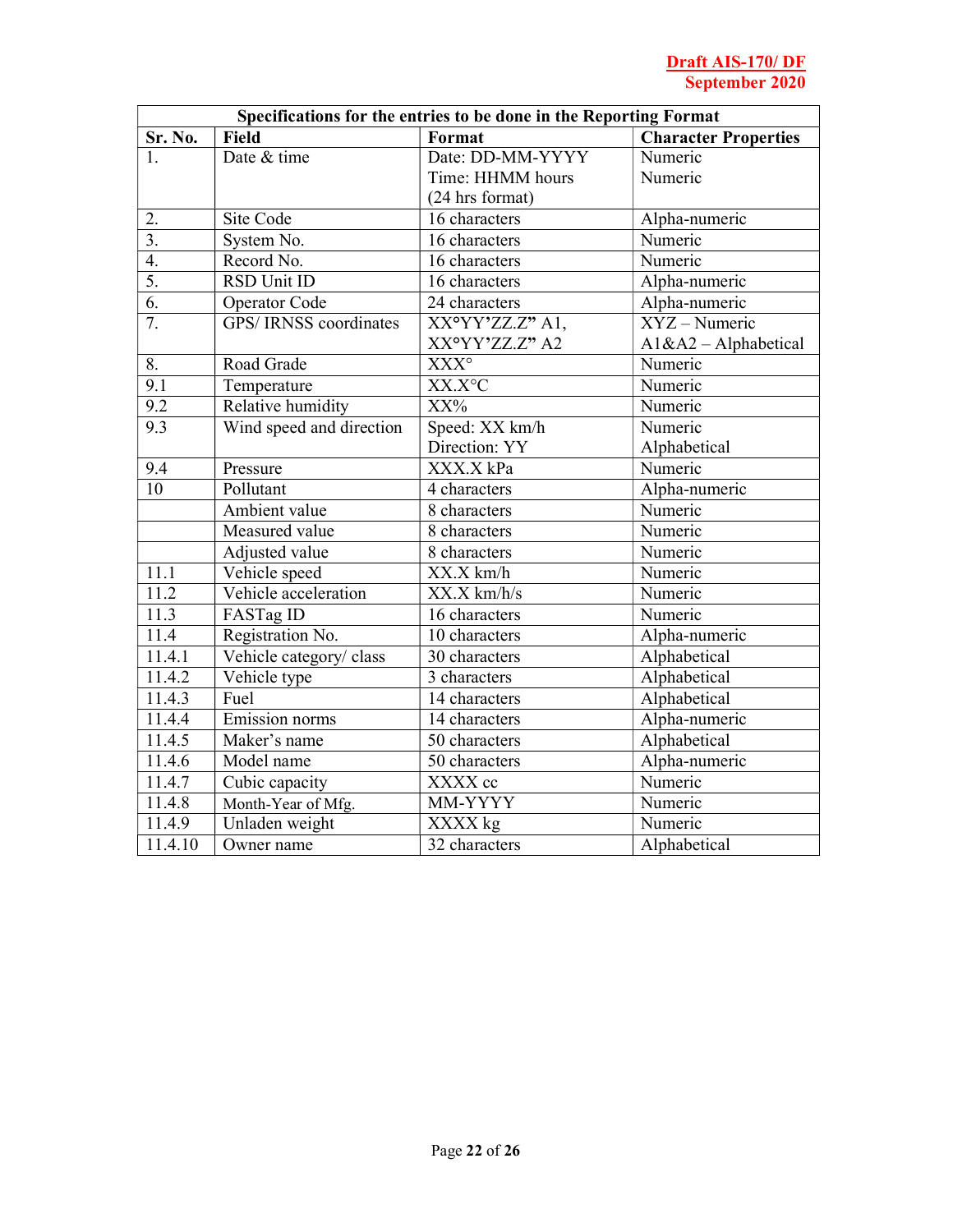| Specifications for the entries to be done in the Reporting Format | | | |
|---|---|---|---|
| **Sr. No.** | **Field** | **Format** | **Character Properties** |
| 1. | Date & time | Date: DD-MM-YYYY<br>Time: HHMM hours<br>(24 hrs format) | Numeric<br>Numeric |
| 2. | Site Code | 16 characters | Alpha-numeric |
| 3. | System No. | 16 characters | Numeric |
| 4. | Record No. | 16 characters | Numeric |
| 5. | RSD Unit ID | 16 characters | Alpha-numeric |
| 6. | Operator Code | 24 characters | Alpha-numeric |
| 7. | GPS/ IRNSS coordinates | XX°YY'ZZ.Z" A1,<br>XX°YY'ZZ.Z" A2 | XYZ – Numeric<br>A1&A2 – Alphabetical |
| 8. | Road Grade | XXX° | Numeric |
| 9.1 | Temperature | XX.X°C | Numeric |
| 9.2 | Relative humidity | XX% | Numeric |
| 9.3 | Wind speed and direction | Speed: XX km/h<br>Direction: YY | Numeric<br>Alphabetical |
| 9.4 | Pressure | XXX.X kPa | Numeric |
| 10 | Pollutant | 4 characters | Alpha-numeric |
| | Ambient value | 8 characters | Numeric |
| | Measured value | 8 characters | Numeric |
| | Adjusted value | 8 characters | Numeric |
| 11.1 | Vehicle speed | XX.X km/h | Numeric |
| 11.2 | Vehicle acceleration | XX.X km/h/s | Numeric |
| 11.3 | FASTag ID | 16 characters | Numeric |
| 11.4 | Registration No. | 10 characters | Alpha-numeric |
| 11.4.1 | Vehicle category/ class | 30 characters | Alphabetical |
| 11.4.2 | Vehicle type | 3 characters | Alphabetical |
| 11.4.3 | Fuel | 14 characters | Alphabetical |
| 11.4.4 | Emission norms | 14 characters | Alpha-numeric |
| 11.4.5 | Maker's name | 50 characters | Alphabetical |
| 11.4.6 | Model name | 50 characters | Alpha-numeric |
| 11.4.7 | Cubic capacity | XXXX cc | Numeric |
| 11.4.8 | Month-Year of Mfg. | MM-YYYY | Numeric |
| 11.4.9 | Unladen weight | XXXX kg | Numeric |
| 11.4.10 | Owner name | 32 characters | Alphabetical |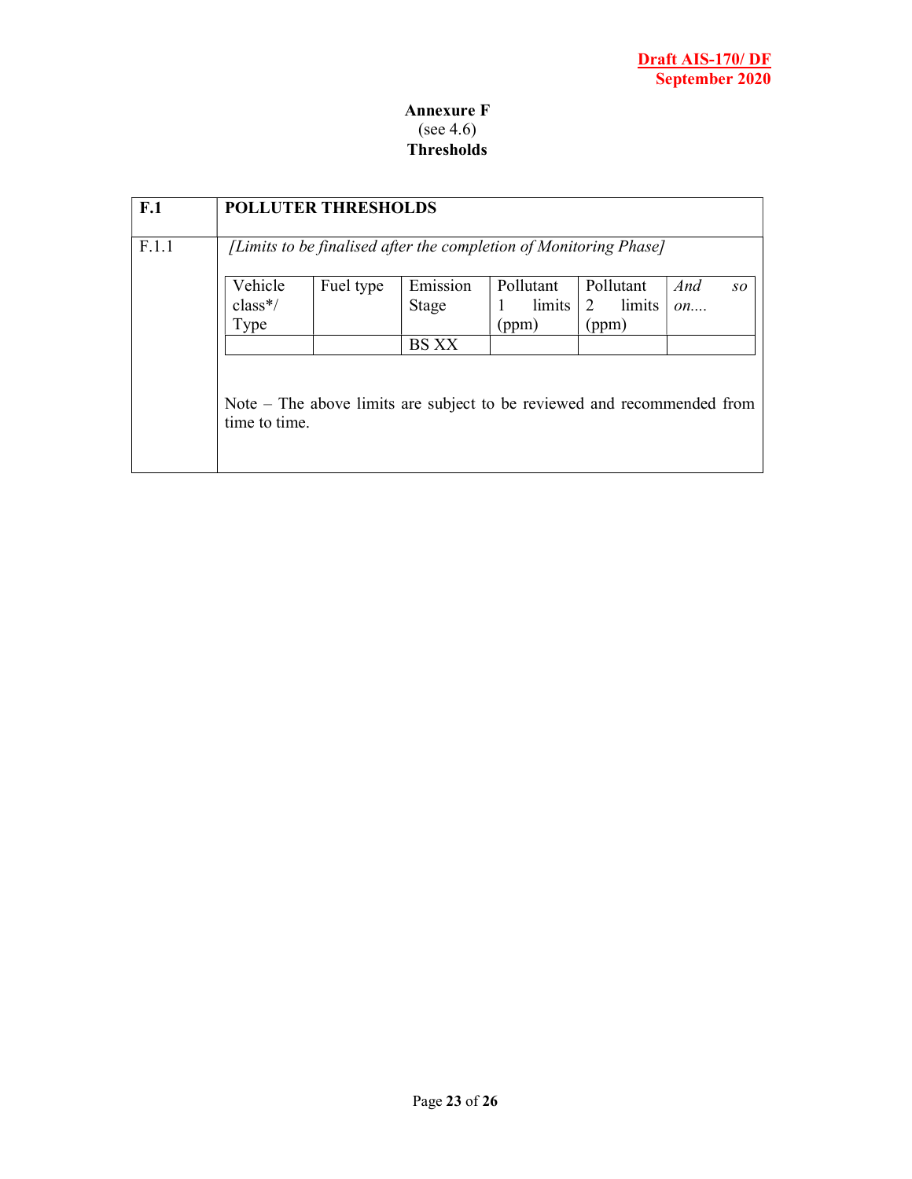**Annexure F**
(see 4.6)
**Thresholds**

**F.1** **POLLUTER THRESHOLDS**

F.1.1 *[Limits to be finalised after the completion of Monitoring Phase]*

| Vehicle class*/ Type | Fuel type | Emission Stage | Pollutant 1 limits (ppm) | Pollutant 2 limits (ppm) | *And so on....* |
|---|---|---|---|---|---|
| | | BS XX | | | |

Note – The above limits are subject to be reviewed and recommended from time to time.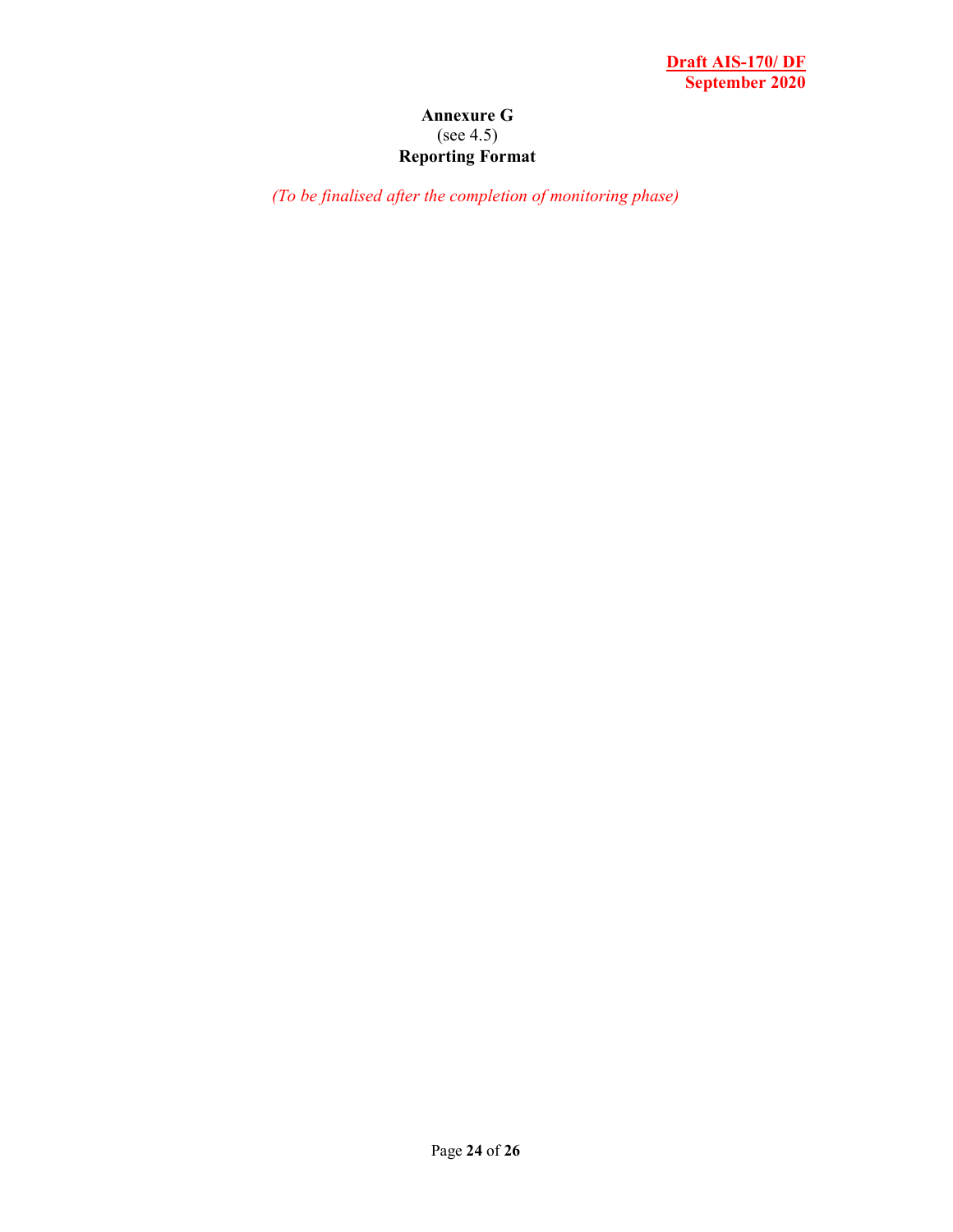# Annexure G

(see 4.5)

**Reporting Format**

*(To be finalised after the completion of monitoring phase)*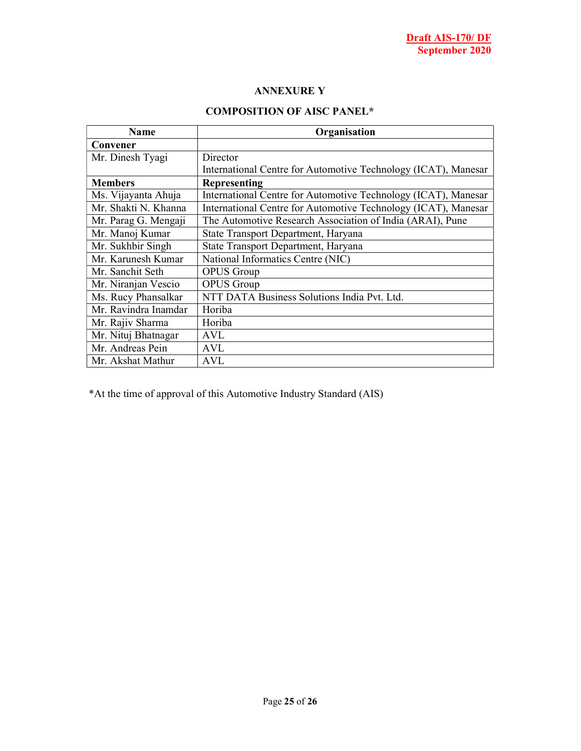## ANNEXURE Y

### COMPOSITION OF AISC PANEL*

| Name | Organisation |
|---|---|
| **Convener** | |
| Mr. Dinesh Tyagi | Director<br>International Centre for Automotive Technology (ICAT), Manesar |
| **Members** | **Representing** |
| Ms. Vijayanta Ahuja | International Centre for Automotive Technology (ICAT), Manesar |
| Mr. Shakti N. Khanna | International Centre for Automotive Technology (ICAT), Manesar |
| Mr. Parag G. Mengaji | The Automotive Research Association of India (ARAI), Pune |
| Mr. Manoj Kumar | State Transport Department, Haryana |
| Mr. Sukhbir Singh | State Transport Department, Haryana |
| Mr. Karunesh Kumar | National Informatics Centre (NIC) |
| Mr. Sanchit Seth | OPUS Group |
| Mr. Niranjan Vescio | OPUS Group |
| Ms. Rucy Phansalkar | NTT DATA Business Solutions India Pvt. Ltd. |
| Mr. Ravindra Inamdar | Horiba |
| Mr. Rajiv Sharma | Horiba |
| Mr. Nituj Bhatnagar | AVL |
| Mr. Andreas Pein | AVL |
| Mr. Akshat Mathur | AVL |

*At the time of approval of this Automotive Industry Standard (AIS)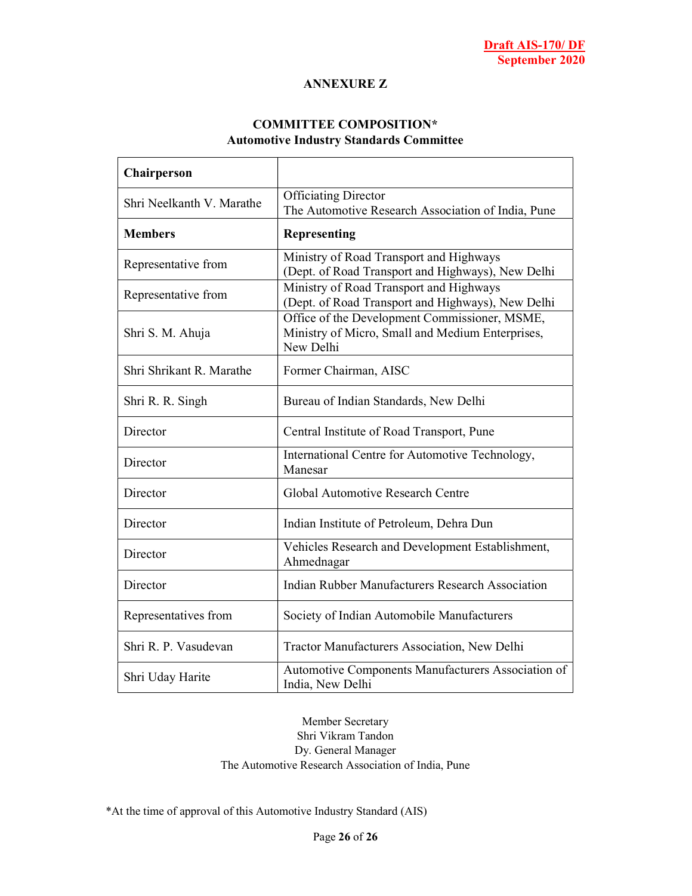## ANNEXURE Z

### COMMITTEE COMPOSITION*
**Automotive Industry Standards Committee**

| **Chairperson** | |
|---|---|
| Shri Neelkanth V. Marathe | Officiating Director<br>The Automotive Research Association of India, Pune |
| **Members** | **Representing** |
| Representative from | Ministry of Road Transport and Highways<br>(Dept. of Road Transport and Highways), New Delhi |
| Representative from | Ministry of Road Transport and Highways<br>(Dept. of Road Transport and Highways), New Delhi |
| Shri S. M. Ahuja | Office of the Development Commissioner, MSME, Ministry of Micro, Small and Medium Enterprises, New Delhi |
| Shri Shrikant R. Marathe | Former Chairman, AISC |
| Shri R. R. Singh | Bureau of Indian Standards, New Delhi |
| Director | Central Institute of Road Transport, Pune |
| Director | International Centre for Automotive Technology, Manesar |
| Director | Global Automotive Research Centre |
| Director | Indian Institute of Petroleum, Dehra Dun |
| Director | Vehicles Research and Development Establishment, Ahmednagar |
| Director | Indian Rubber Manufacturers Research Association |
| Representatives from | Society of Indian Automobile Manufacturers |
| Shri R. P. Vasudevan | Tractor Manufacturers Association, New Delhi |
| Shri Uday Harite | Automotive Components Manufacturers Association of India, New Delhi |

Member Secretary
Shri Vikram Tandon
Dy. General Manager
The Automotive Research Association of India, Pune

*At the time of approval of this Automotive Industry Standard (AIS)